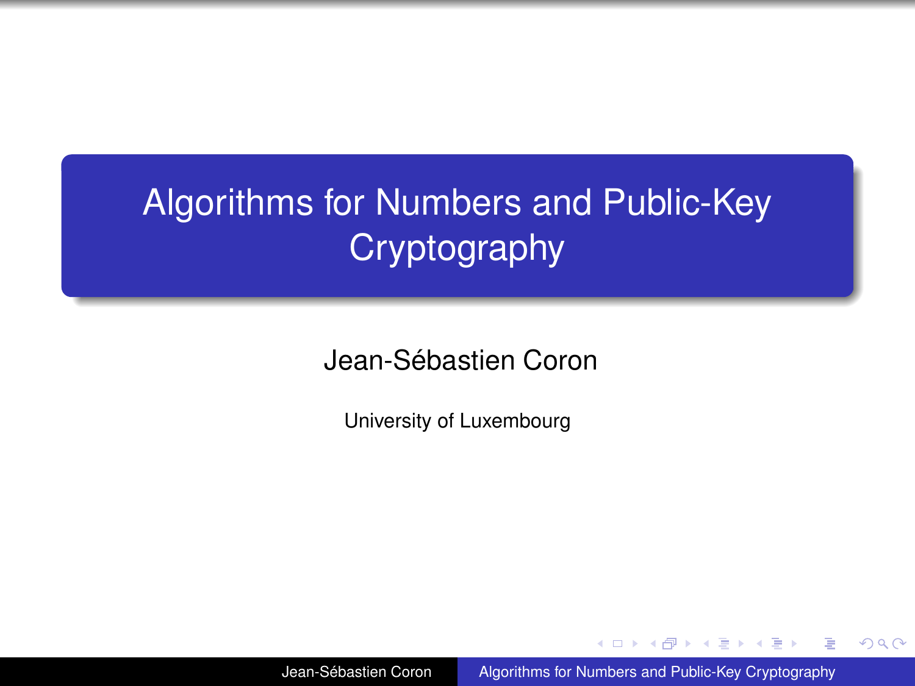# Algorithms for Numbers and Public-Key Cryptography

Jean-Sébastien Coron

University of Luxembourg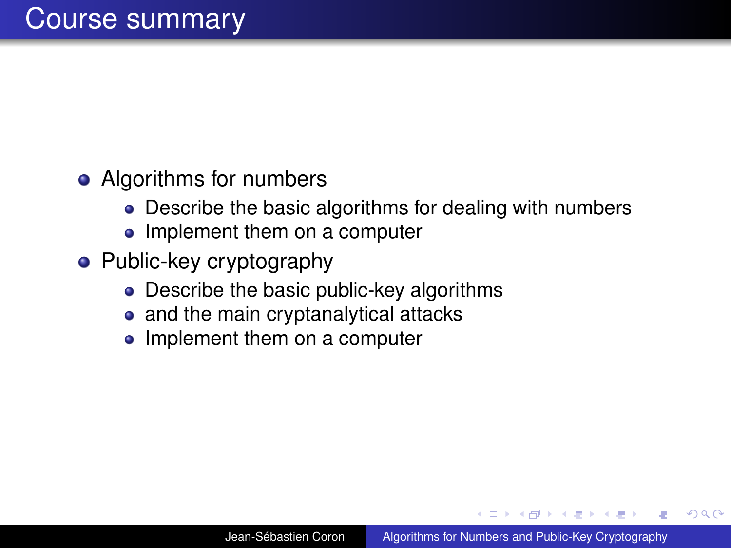# Course summary

- Algorithms for numbers
  - Describe the basic algorithms for dealing with numbers
  - Implement them on a computer
- Public-key cryptography
  - Describe the basic public-key algorithms
  - and the main cryptanalytical attacks
  - Implement them on a computer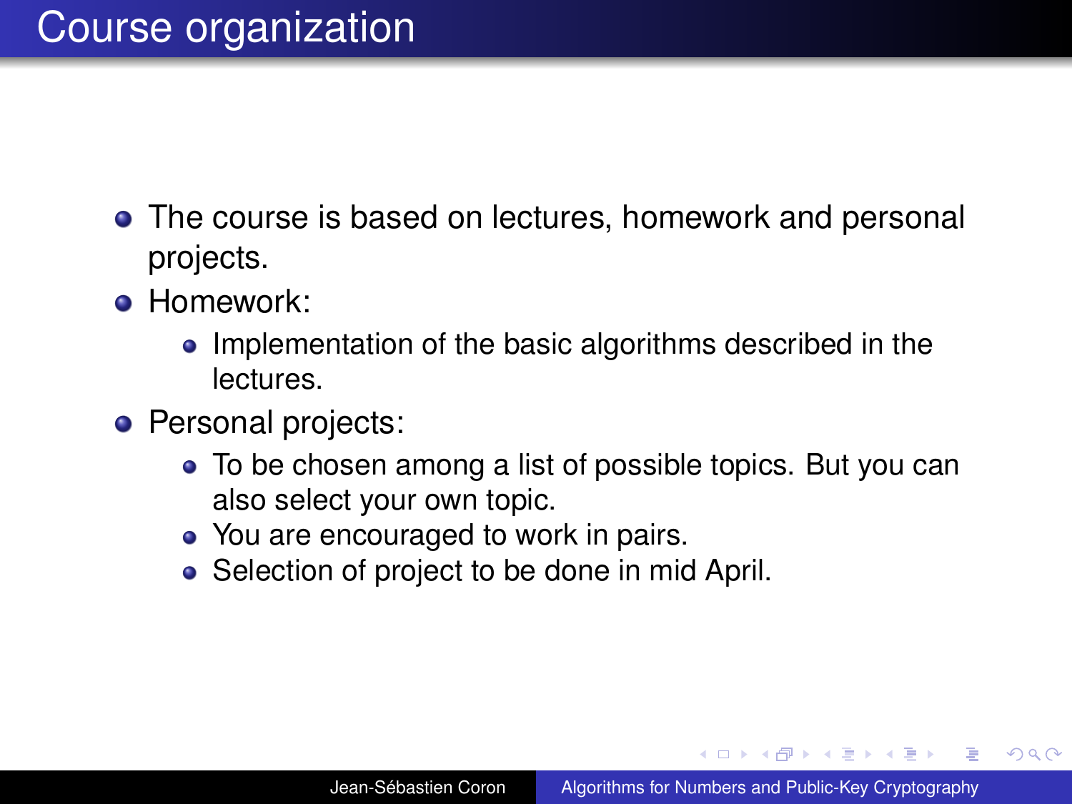# Course organization

- The course is based on lectures, homework and personal projects.
- Homework:
  - Implementation of the basic algorithms described in the lectures.
- Personal projects:
  - To be chosen among a list of possible topics. But you can also select your own topic.
  - You are encouraged to work in pairs.
  - Selection of project to be done in mid April.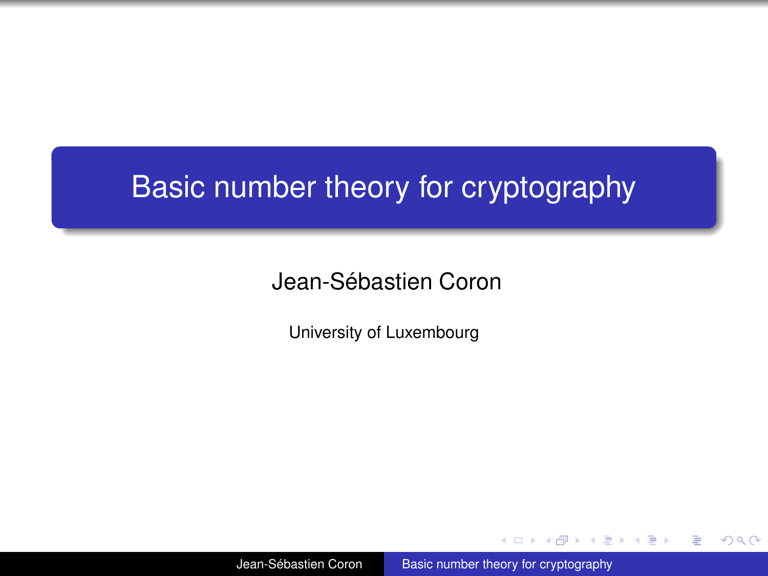# Basic number theory for cryptography

Jean-Sébastien Coron

University of Luxembourg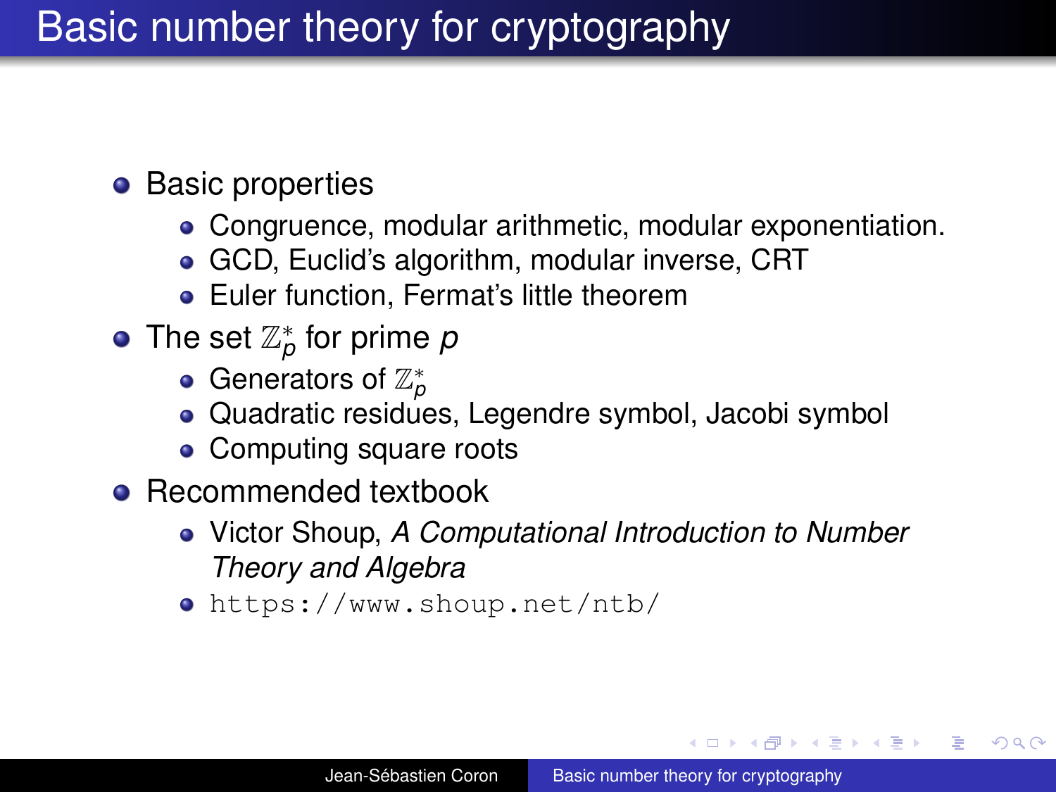# Basic number theory for cryptography

- Basic properties
  - Congruence, modular arithmetic, modular exponentiation.
  - GCD, Euclid's algorithm, modular inverse, CRT
  - Euler function, Fermat's little theorem
- The set $\mathbb{Z}_p^*$ for prime $p$
  - Generators of $\mathbb{Z}_p^*$
  - Quadratic residues, Legendre symbol, Jacobi symbol
  - Computing square roots
- Recommended textbook
  - Victor Shoup, *A Computational Introduction to Number Theory and Algebra*
  - `https://www.shoup.net/ntb/`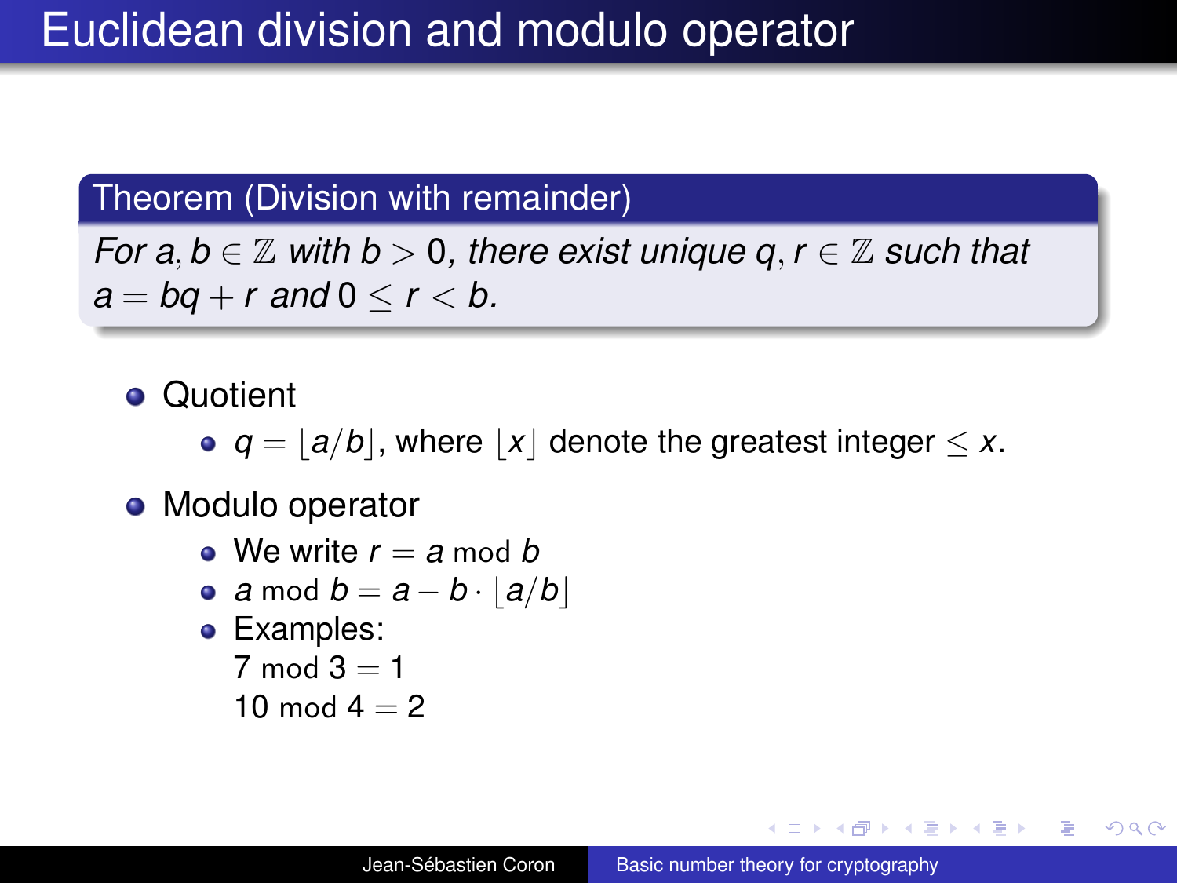# Euclidean division and modulo operator

**Theorem (Division with remainder)**

*For $a, b \in \mathbb{Z}$ with $b > 0$, there exist unique $q, r \in \mathbb{Z}$ such that $a = bq + r$ and $0 \leq r < b$.*

- Quotient
  - $q = \lfloor a/b \rfloor$, where $\lfloor x \rfloor$ denote the greatest integer $\leq x$.
- Modulo operator
  - We write $r = a \bmod b$
  - $a \bmod b = a - b \cdot \lfloor a/b \rfloor$
  - Examples:
    $7 \bmod 3 = 1$
    $10 \bmod 4 = 2$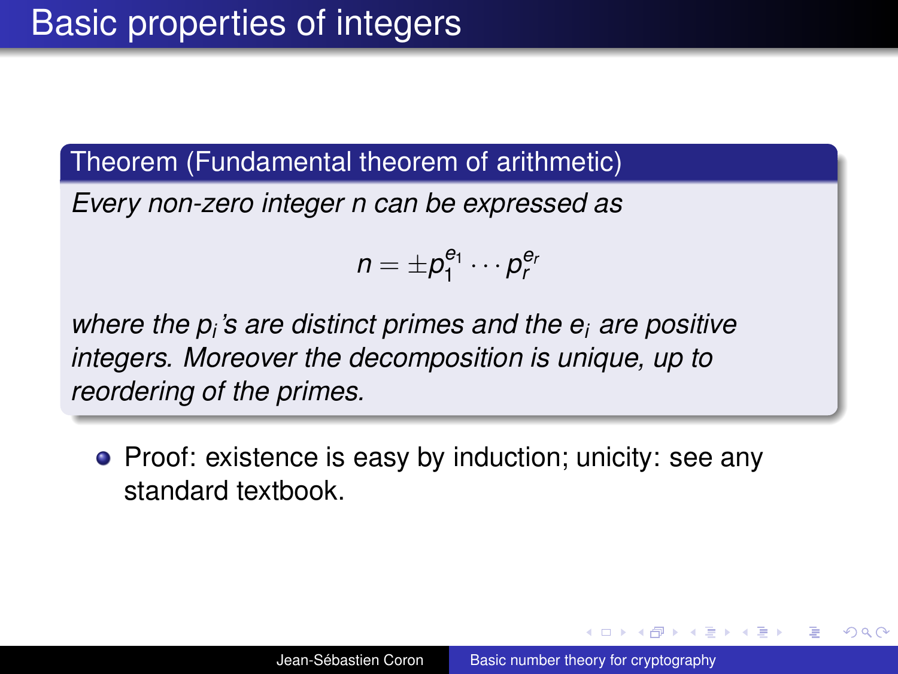# Basic properties of integers

**Theorem (Fundamental theorem of arithmetic)**

*Every non-zero integer $n$ can be expressed as*

$$n = \pm p_1^{e_1} \cdots p_r^{e_r}$$

*where the $p_i$'s are distinct primes and the $e_i$ are positive integers. Moreover the decomposition is unique, up to reordering of the primes.*

- Proof: existence is easy by induction; unicity: see any standard textbook.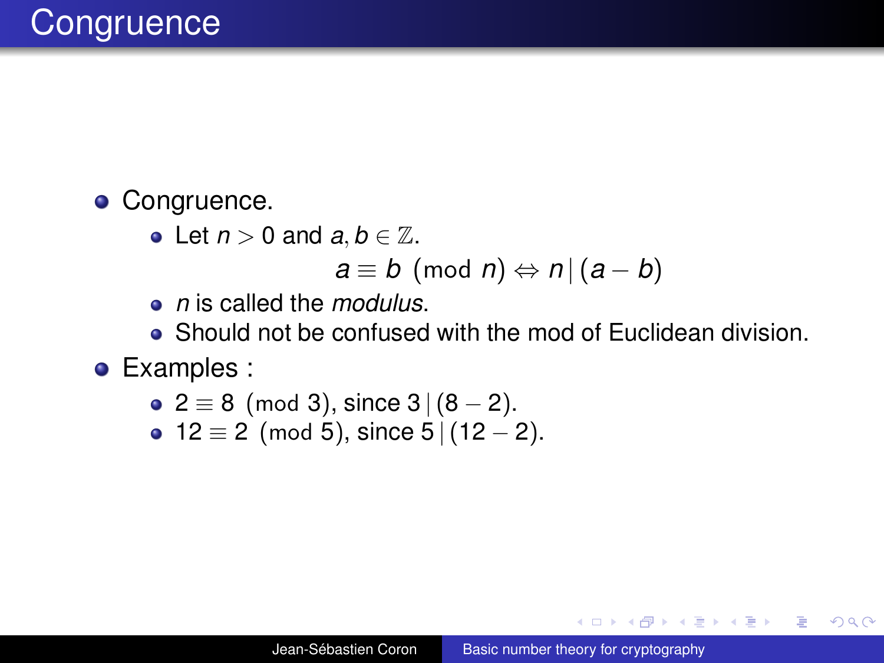# Congruence

- Congruence.
  - Let $n > 0$ and $a, b \in \mathbb{Z}$.
  $$a \equiv b \pmod{n} \Leftrightarrow n \,|\, (a - b)$$
  - $n$ is called the *modulus*.
  - Should not be confused with the mod of Euclidean division.
- Examples :
  - $2 \equiv 8 \pmod{3}$, since $3 \,|\, (8 - 2)$.
  - $12 \equiv 2 \pmod{5}$, since $5 \,|\, (12 - 2)$.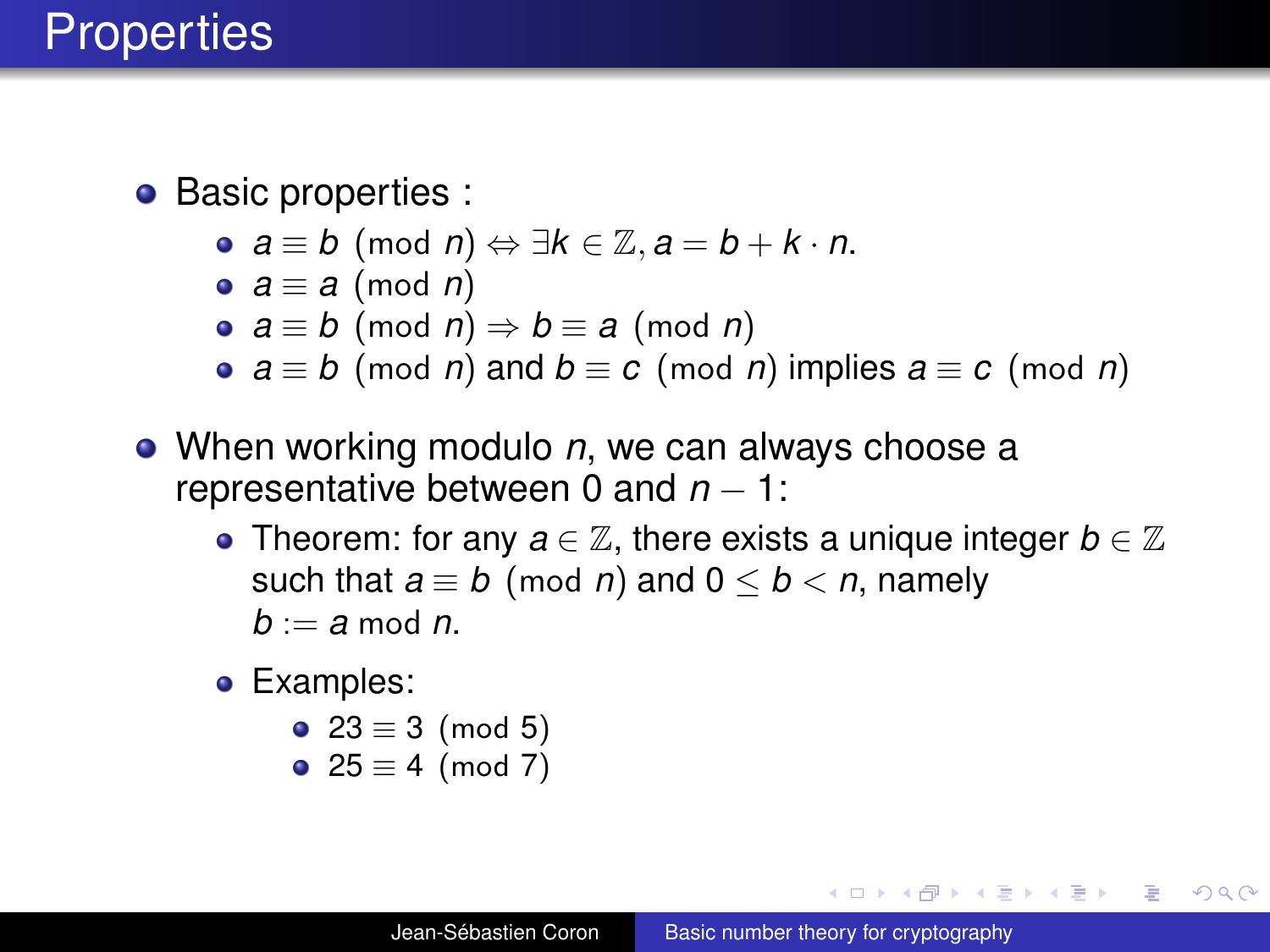# Properties

- Basic properties :
  - $a \equiv b \pmod{n} \Leftrightarrow \exists k \in \mathbb{Z}, a = b + k \cdot n$.
  - $a \equiv a \pmod{n}$
  - $a \equiv b \pmod{n} \Rightarrow b \equiv a \pmod{n}$
  - $a \equiv b \pmod{n}$ and $b \equiv c \pmod{n}$ implies $a \equiv c \pmod{n}$
- When working modulo $n$, we can always choose a representative between 0 and $n - 1$:
  - Theorem: for any $a \in \mathbb{Z}$, there exists a unique integer $b \in \mathbb{Z}$ such that $a \equiv b \pmod{n}$ and $0 \leq b < n$, namely $b := a \bmod n$.
  - Examples:
    - $23 \equiv 3 \pmod{5}$
    - $25 \equiv 4 \pmod{7}$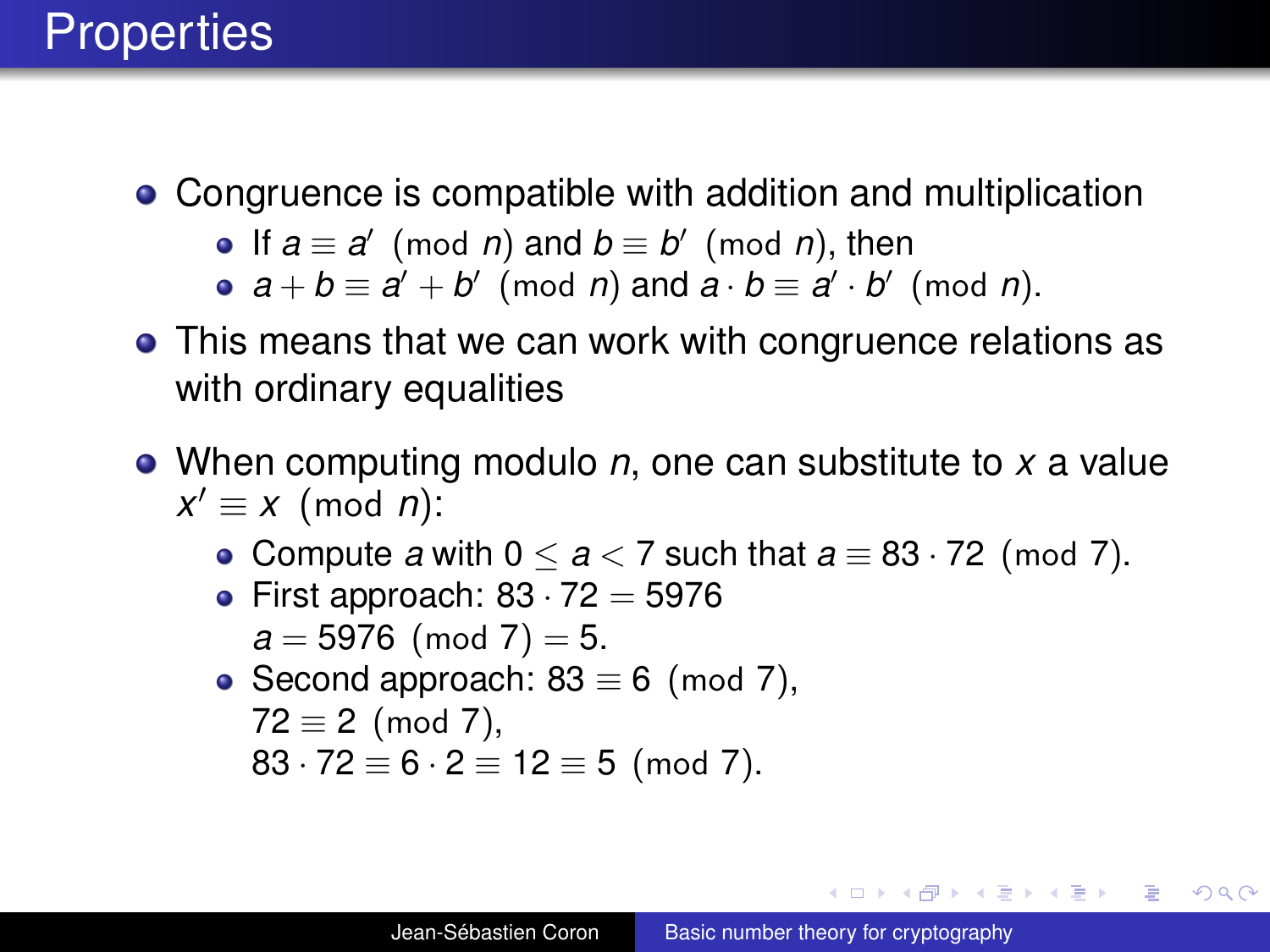# Properties

- Congruence is compatible with addition and multiplication
  - If $a \equiv a' \pmod{n}$ and $b \equiv b' \pmod{n}$, then
  - $a + b \equiv a' + b' \pmod{n}$ and $a \cdot b \equiv a' \cdot b' \pmod{n}$.
- This means that we can work with congruence relations as with ordinary equalities
- When computing modulo $n$, one can substitute to $x$ a value $x' \equiv x \pmod{n}$:
  - Compute $a$ with $0 \leq a < 7$ such that $a \equiv 83 \cdot 72 \pmod{7}$.
  - First approach: $83 \cdot 72 = 5976$
    $a = 5976 \pmod{7} = 5$.
  - Second approach: $83 \equiv 6 \pmod{7}$,
    $72 \equiv 2 \pmod{7}$,
    $83 \cdot 72 \equiv 6 \cdot 2 \equiv 12 \equiv 5 \pmod{7}$.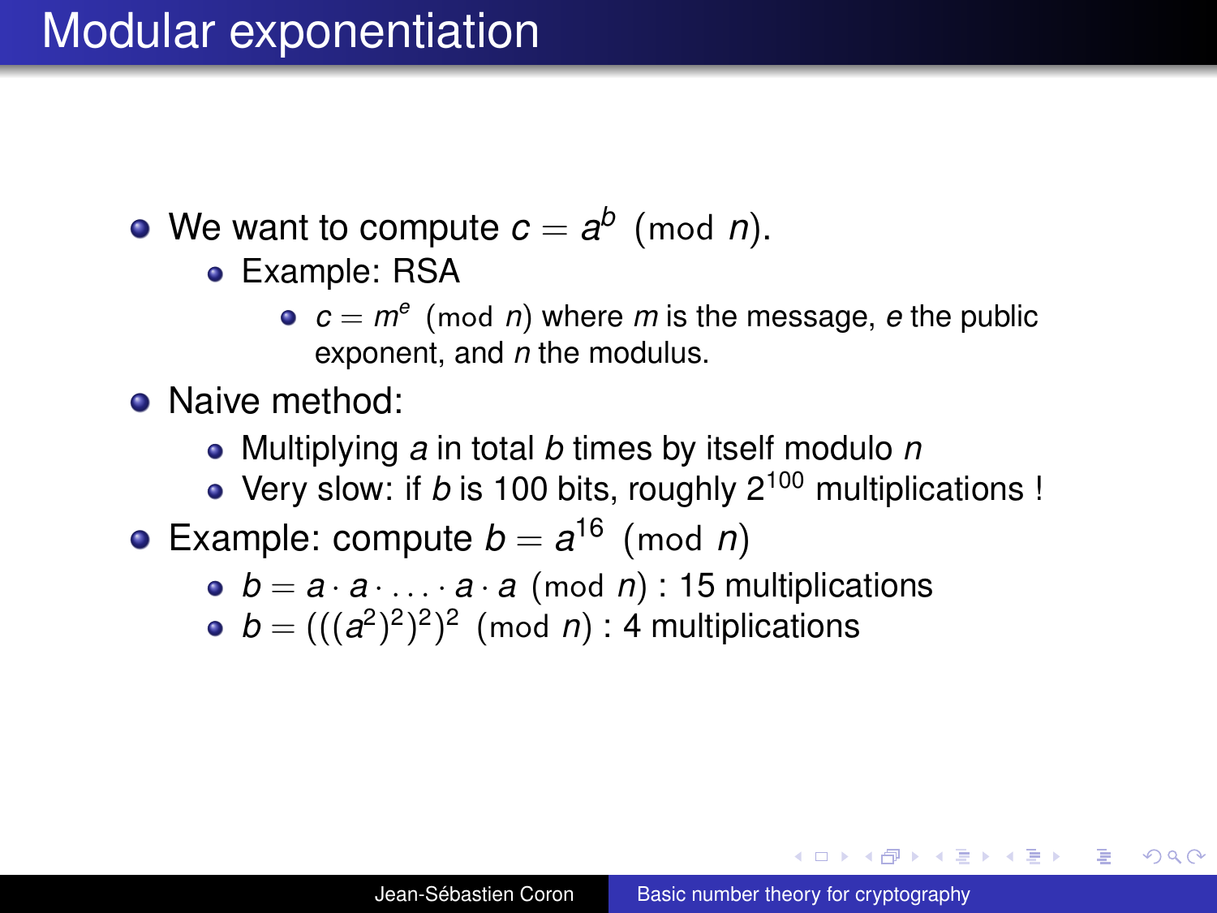# Modular exponentiation

- We want to compute $c = a^b \pmod{n}$.
  - Example: RSA
    - $c = m^e \pmod{n}$ where $m$ is the message, $e$ the public exponent, and $n$ the modulus.
- Naive method:
  - Multiplying $a$ in total $b$ times by itself modulo $n$
  - Very slow: if $b$ is 100 bits, roughly $2^{100}$ multiplications !
- Example: compute $b = a^{16} \pmod{n}$
  - $b = a \cdot a \cdot \ldots \cdot a \cdot a \pmod{n}$ : 15 multiplications
  - $b = (((a^2)^2)^2)^2 \pmod{n}$ : 4 multiplications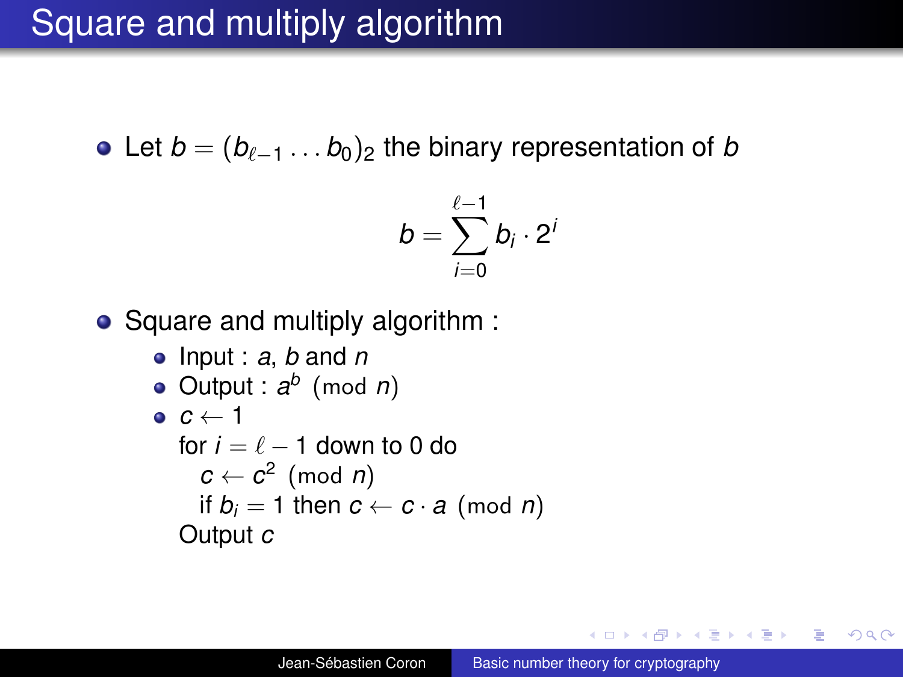# Square and multiply algorithm

- Let $b = (b_{\ell-1} \ldots b_0)_2$ the binary representation of $b$

$$b = \sum_{i=0}^{\ell-1} b_i \cdot 2^i$$

- Square and multiply algorithm :
  - Input : $a$, $b$ and $n$
  - Output : $a^b \pmod{n}$
  - $c \leftarrow 1$

    for $i = \ell - 1$ down to 0 do

    $\quad c \leftarrow c^2 \pmod{n}$

    $\quad$ if $b_i = 1$ then $c \leftarrow c \cdot a \pmod{n}$

    Output $c$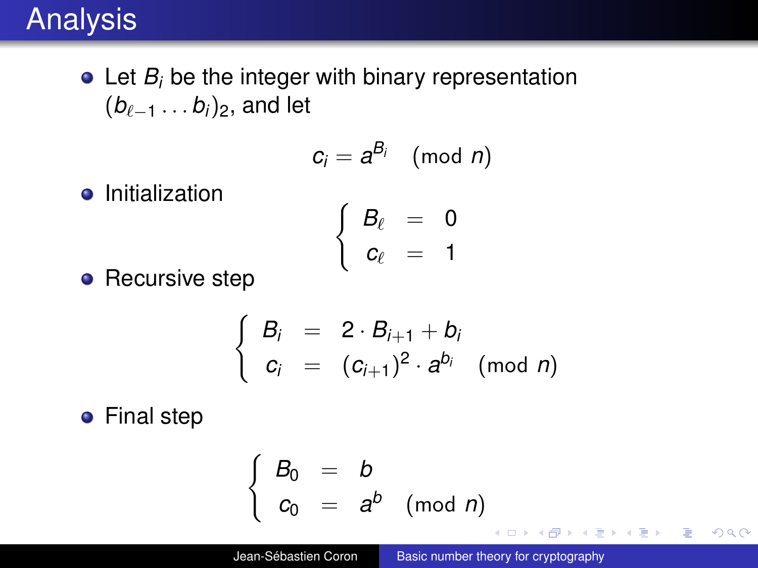# Analysis

- Let $B_i$ be the integer with binary representation $(b_{\ell-1} \dots b_i)_2$, and let

$$c_i = a^{B_i} \pmod{n}$$

- Initialization

$$\begin{cases} B_\ell &= 0 \\ c_\ell &= 1 \end{cases}$$

- Recursive step

$$\begin{cases} B_i &= 2 \cdot B_{i+1} + b_i \\ c_i &= (c_{i+1})^2 \cdot a^{b_i} \pmod{n} \end{cases}$$

- Final step

$$\begin{cases} B_0 &= b \\ c_0 &= a^b \pmod{n} \end{cases}$$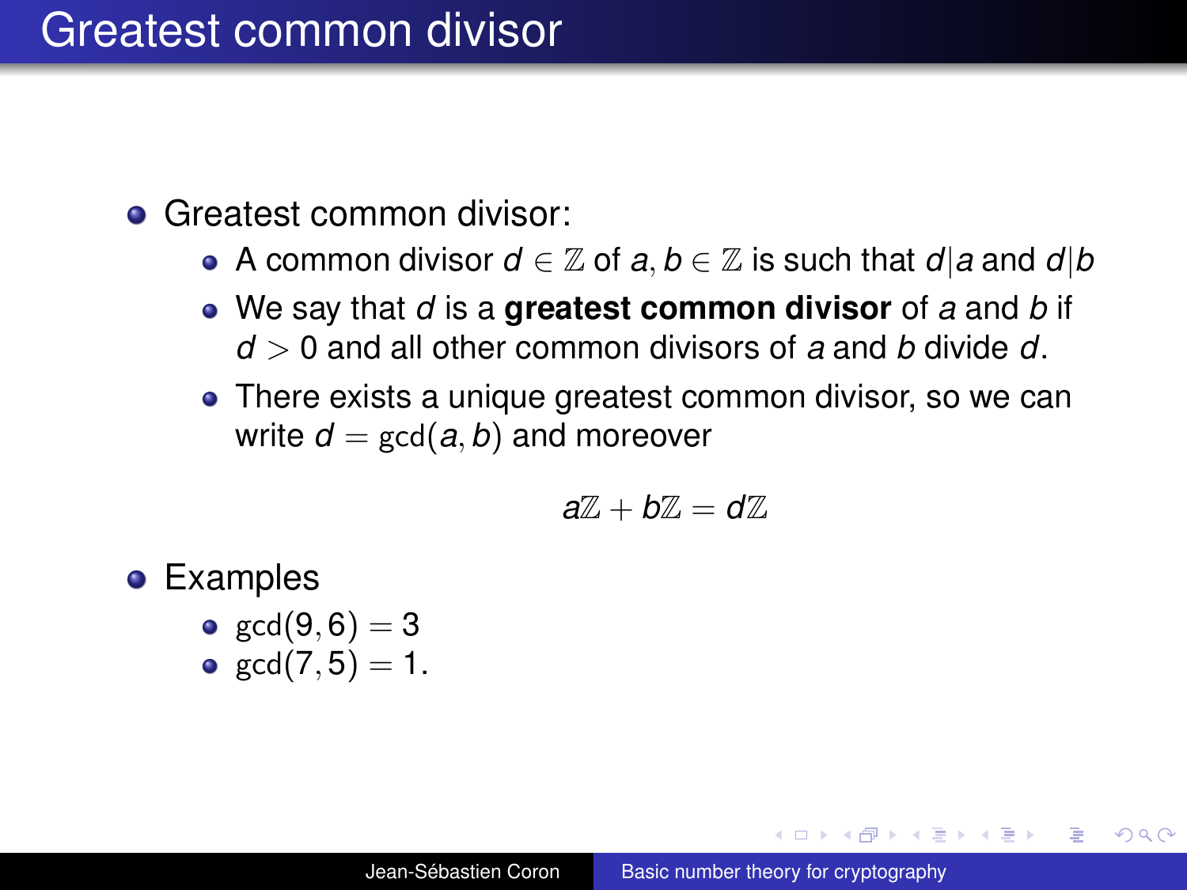# Greatest common divisor

- Greatest common divisor:
  - A common divisor $d \in \mathbb{Z}$ of $a, b \in \mathbb{Z}$ is such that $d|a$ and $d|b$
  - We say that $d$ is a **greatest common divisor** of $a$ and $b$ if $d > 0$ and all other common divisors of $a$ and $b$ divide $d$.
  - There exists a unique greatest common divisor, so we can write $d = \gcd(a, b)$ and moreover

$$a\mathbb{Z} + b\mathbb{Z} = d\mathbb{Z}$$

- Examples
  - $\gcd(9, 6) = 3$
  - $\gcd(7, 5) = 1$.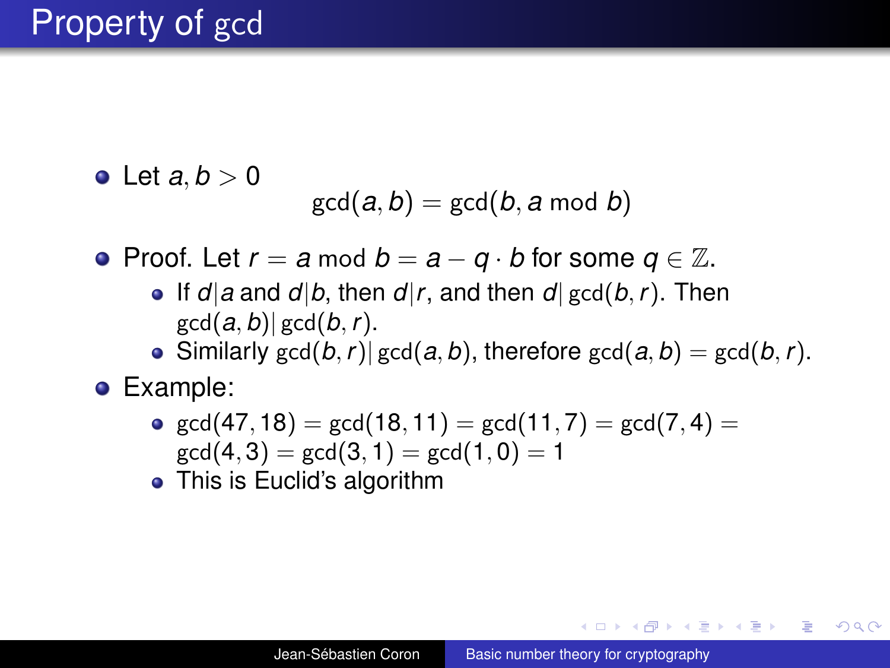# Property of gcd

- Let $a, b > 0$

$$\gcd(a, b) = \gcd(b, a \bmod b)$$

- Proof. Let $r = a \bmod b = a - q \cdot b$ for some $q \in \mathbb{Z}$.
  - If $d|a$ and $d|b$, then $d|r$, and then $d|\gcd(b, r)$. Then $\gcd(a, b)|\gcd(b, r)$.
  - Similarly $\gcd(b, r)|\gcd(a, b)$, therefore $\gcd(a, b) = \gcd(b, r)$.
- Example:
  - $\gcd(47, 18) = \gcd(18, 11) = \gcd(11, 7) = \gcd(7, 4) = \gcd(4, 3) = \gcd(3, 1) = \gcd(1, 0) = 1$
  - This is Euclid's algorithm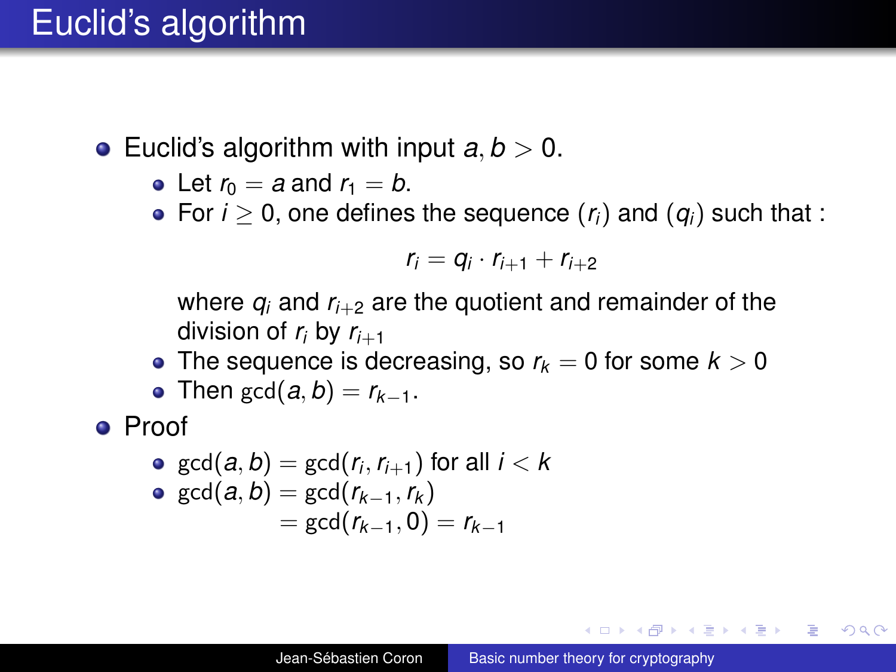# Euclid's algorithm

- Euclid's algorithm with input $a, b > 0$.
  - Let $r_0 = a$ and $r_1 = b$.
  - For $i \geq 0$, one defines the sequence $(r_i)$ and $(q_i)$ such that :

    $$r_i = q_i \cdot r_{i+1} + r_{i+2}$$

    where $q_i$ and $r_{i+2}$ are the quotient and remainder of the division of $r_i$ by $r_{i+1}$
  - The sequence is decreasing, so $r_k = 0$ for some $k > 0$
  - Then $\gcd(a, b) = r_{k-1}$.
- Proof
  - $\gcd(a, b) = \gcd(r_i, r_{i+1})$ for all $i < k$
  - $$\begin{aligned} \gcd(a, b) &= \gcd(r_{k-1}, r_k) \\ &= \gcd(r_{k-1}, 0) = r_{k-1} \end{aligned}$$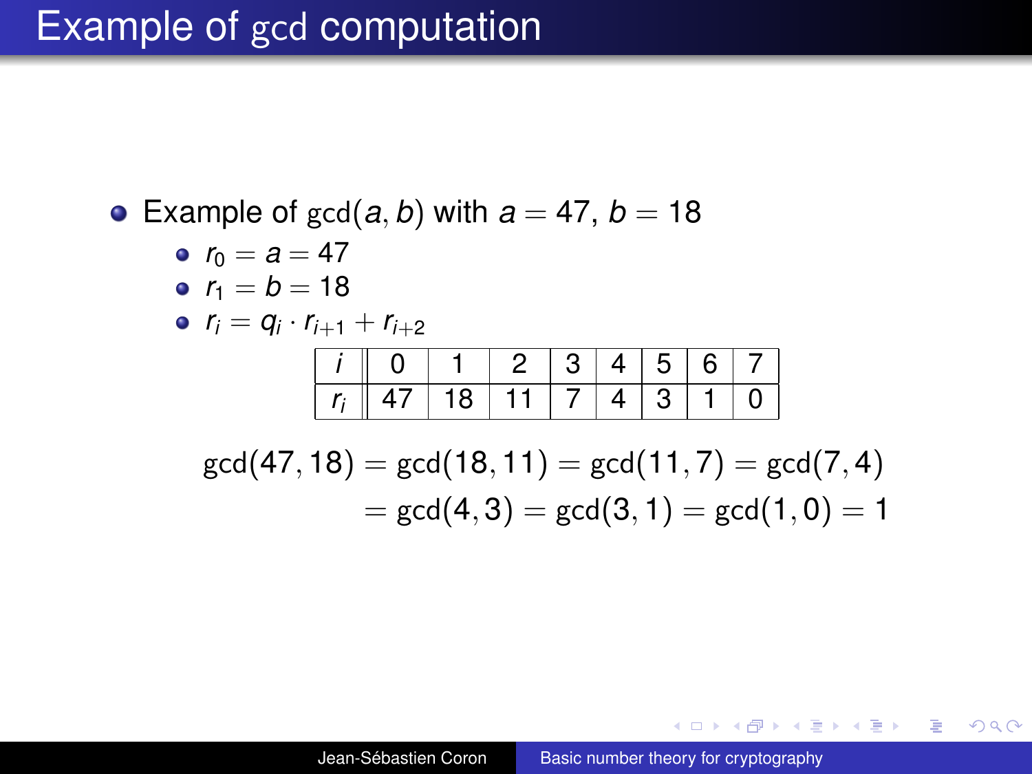# Example of gcd computation

- Example of $\gcd(a, b)$ with $a = 47$, $b = 18$
  - $r_0 = a = 47$
  - $r_1 = b = 18$
  - $r_i = q_i \cdot r_{i+1} + r_{i+2}$

| $i$ | 0 | 1 | 2 | 3 | 4 | 5 | 6 | 7 |
|---|---|---|---|---|---|---|---|---|
| $r_i$ | 47 | 18 | 11 | 7 | 4 | 3 | 1 | 0 |

$$
\begin{aligned}
\gcd(47, 18) &= \gcd(18, 11) = \gcd(11, 7) = \gcd(7, 4) \\
&= \gcd(4, 3) = \gcd(3, 1) = \gcd(1, 0) = 1
\end{aligned}
$$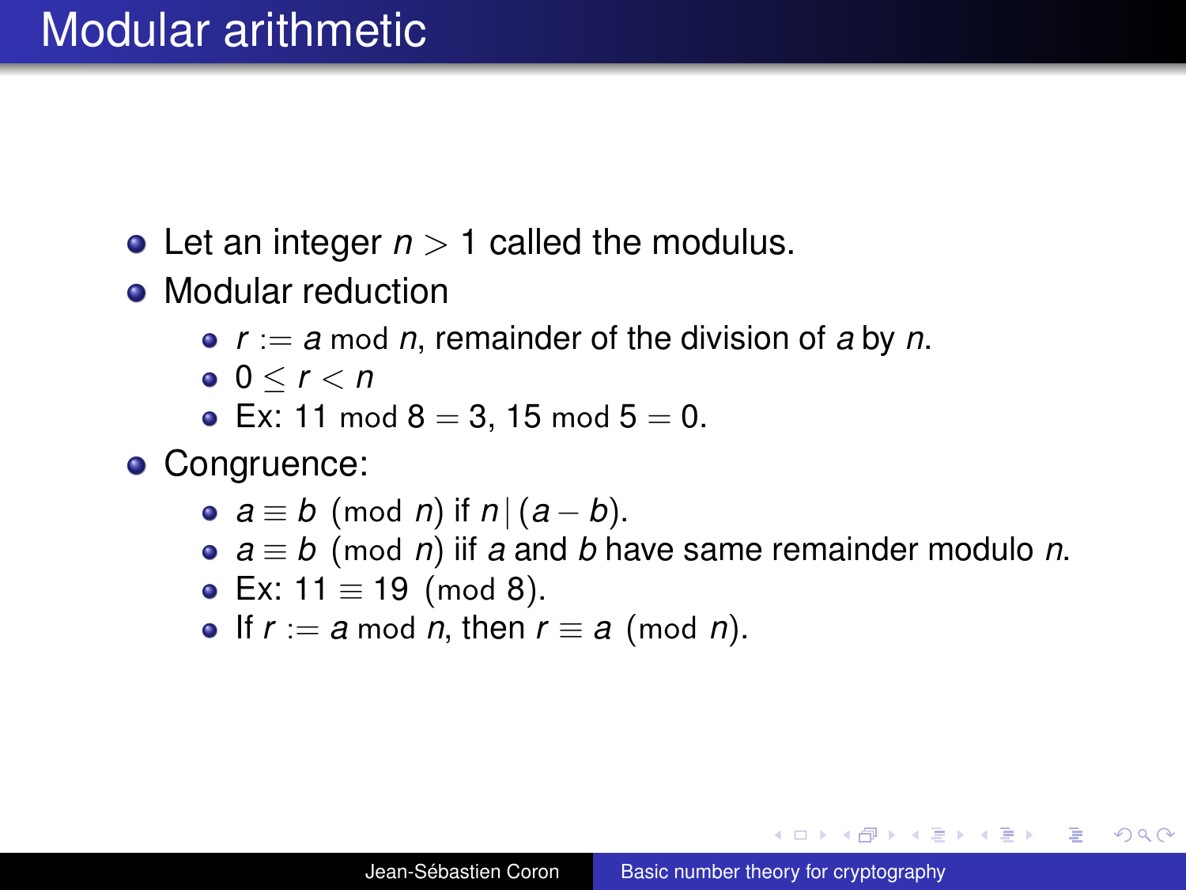# Modular arithmetic

- Let an integer $n > 1$ called the modulus.
- Modular reduction
  - $r := a \bmod n$, remainder of the division of $a$ by $n$.
  - $0 \leq r < n$
  - Ex: $11 \bmod 8 = 3$, $15 \bmod 5 = 0$.
- Congruence:
  - $a \equiv b \pmod{n}$ if $n \,|\, (a - b)$.
  - $a \equiv b \pmod{n}$ iif $a$ and $b$ have same remainder modulo $n$.
  - Ex: $11 \equiv 19 \pmod{8}$.
  - If $r := a \bmod n$, then $r \equiv a \pmod{n}$.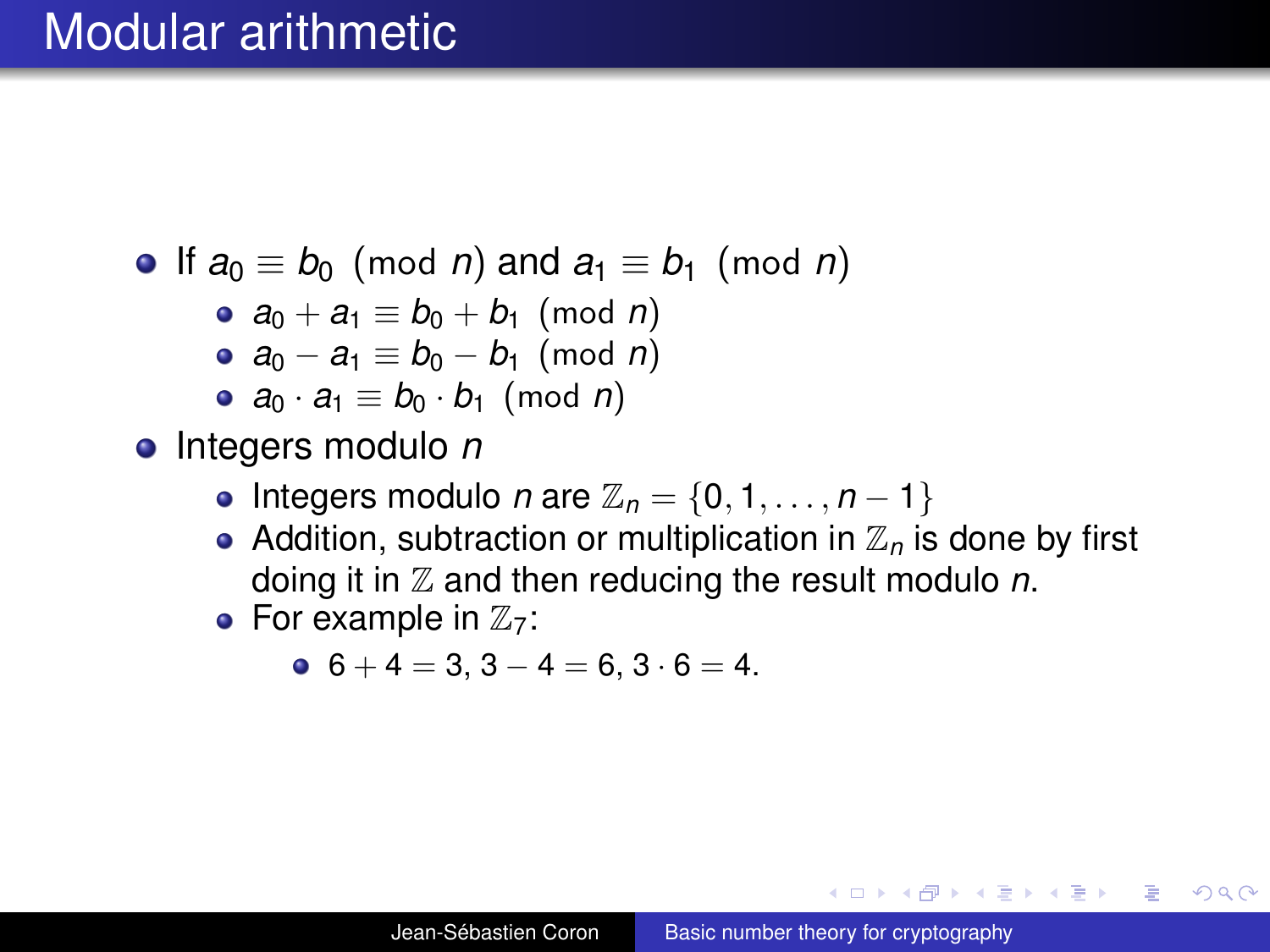# Modular arithmetic

- If $a_0 \equiv b_0 \pmod{n}$ and $a_1 \equiv b_1 \pmod{n}$
  - $a_0 + a_1 \equiv b_0 + b_1 \pmod{n}$
  - $a_0 - a_1 \equiv b_0 - b_1 \pmod{n}$
  - $a_0 \cdot a_1 \equiv b_0 \cdot b_1 \pmod{n}$
- Integers modulo $n$
  - Integers modulo $n$ are $\mathbb{Z}_n = \{0, 1, \ldots, n-1\}$
  - Addition, subtraction or multiplication in $\mathbb{Z}_n$ is done by first doing it in $\mathbb{Z}$ and then reducing the result modulo $n$.
  - For example in $\mathbb{Z}_7$:
    - $6 + 4 = 3$, $3 - 4 = 6$, $3 \cdot 6 = 4$.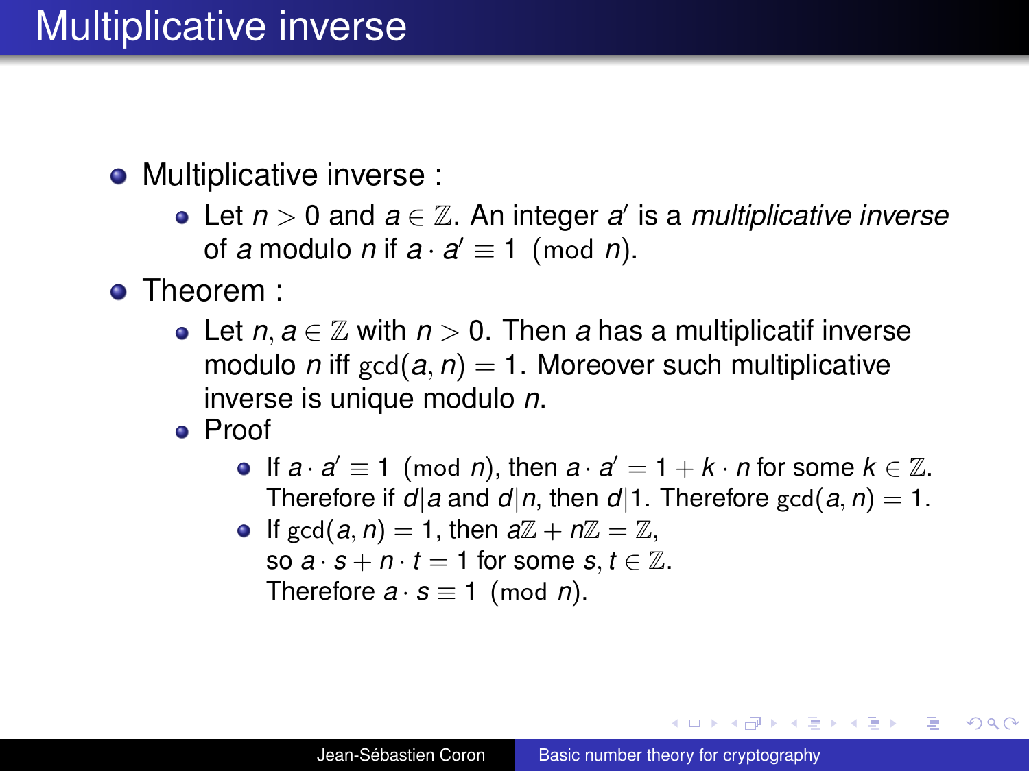# Multiplicative inverse

- Multiplicative inverse :
  - Let $n > 0$ and $a \in \mathbb{Z}$. An integer $a'$ is a *multiplicative inverse* of $a$ modulo $n$ if $a \cdot a' \equiv 1 \pmod{n}$.
- Theorem :
  - Let $n, a \in \mathbb{Z}$ with $n > 0$. Then $a$ has a multiplicatif inverse modulo $n$ iff $\gcd(a, n) = 1$. Moreover such multiplicative inverse is unique modulo $n$.
  - Proof
    - If $a \cdot a' \equiv 1 \pmod{n}$, then $a \cdot a' = 1 + k \cdot n$ for some $k \in \mathbb{Z}$. Therefore if $d|a$ and $d|n$, then $d|1$. Therefore $\gcd(a, n) = 1$.
    - If $\gcd(a, n) = 1$, then $a\mathbb{Z} + n\mathbb{Z} = \mathbb{Z}$, so $a \cdot s + n \cdot t = 1$ for some $s, t \in \mathbb{Z}$. Therefore $a \cdot s \equiv 1 \pmod{n}$.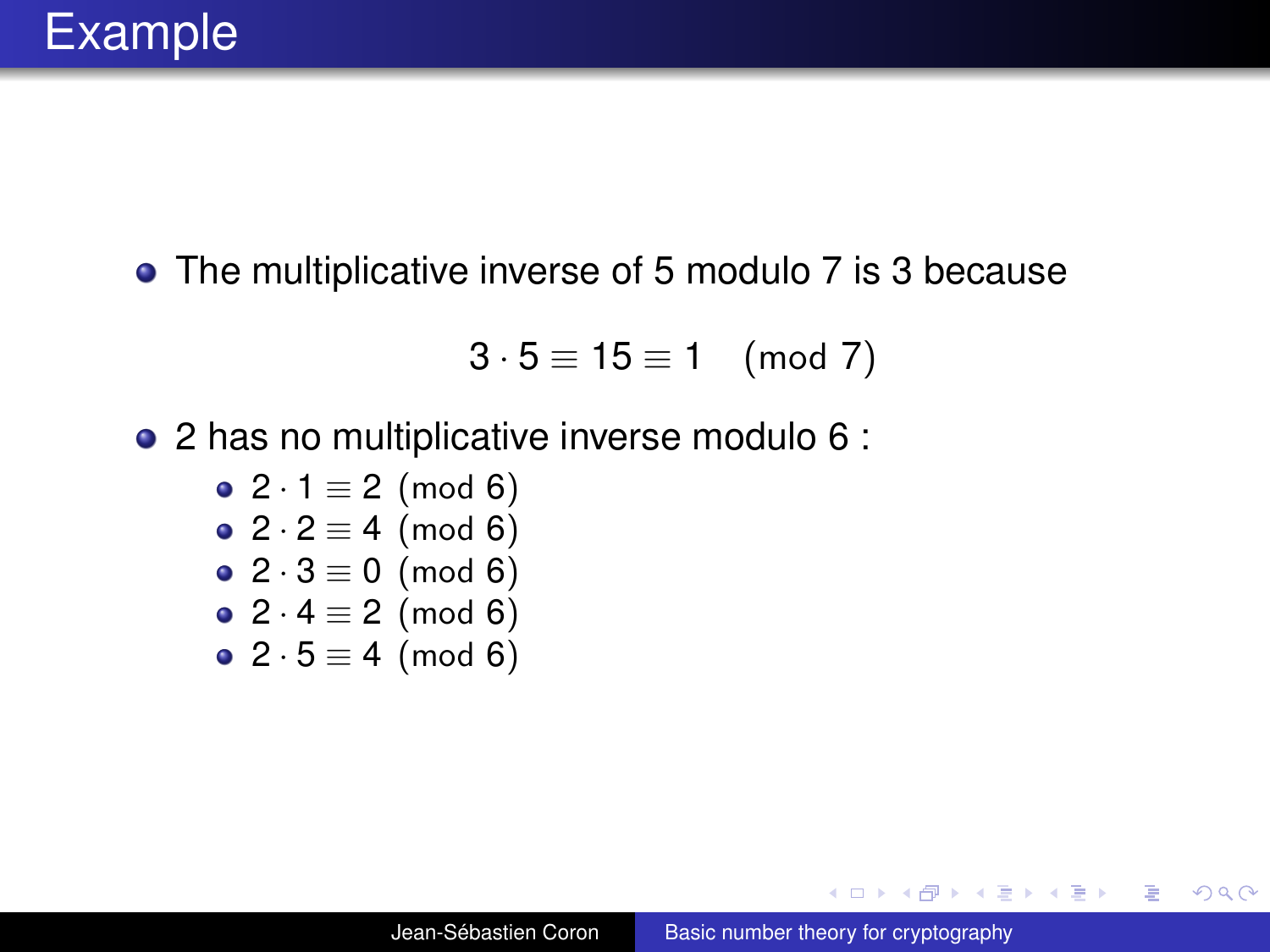# Example

- The multiplicative inverse of 5 modulo 7 is 3 because

$$3 \cdot 5 \equiv 15 \equiv 1 \pmod 7$$

- 2 has no multiplicative inverse modulo 6 :
  - $2 \cdot 1 \equiv 2 \pmod 6$
  - $2 \cdot 2 \equiv 4 \pmod 6$
  - $2 \cdot 3 \equiv 0 \pmod 6$
  - $2 \cdot 4 \equiv 2 \pmod 6$
  - $2 \cdot 5 \equiv 4 \pmod 6$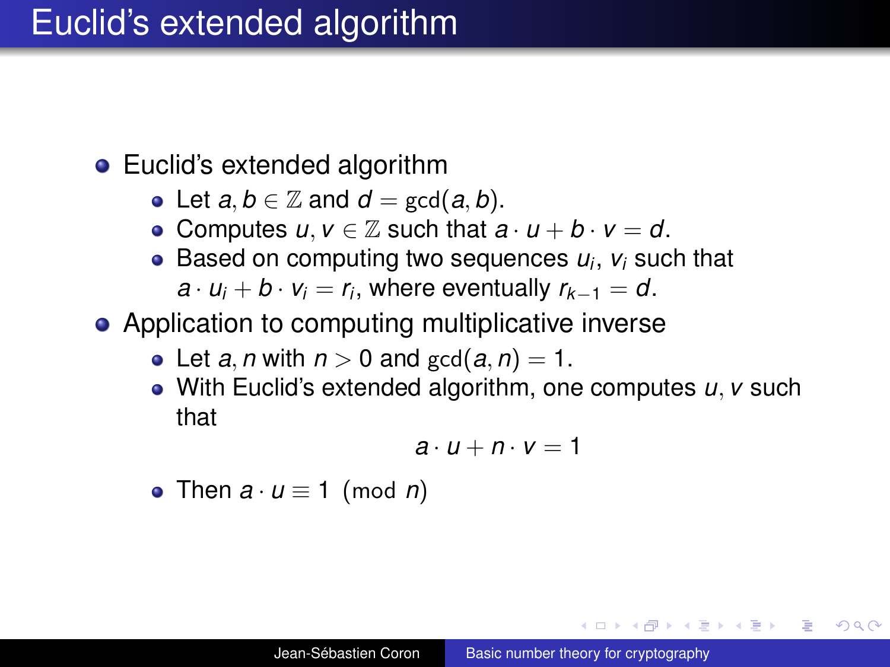# Euclid's extended algorithm

- Euclid's extended algorithm
  - Let $a, b \in \mathbb{Z}$ and $d = \gcd(a, b)$.
  - Computes $u, v \in \mathbb{Z}$ such that $a \cdot u + b \cdot v = d$.
  - Based on computing two sequences $u_i$, $v_i$ such that $a \cdot u_i + b \cdot v_i = r_i$, where eventually $r_{k-1} = d$.
- Application to computing multiplicative inverse
  - Let $a, n$ with $n > 0$ and $\gcd(a, n) = 1$.
  - With Euclid's extended algorithm, one computes $u, v$ such that

$$a \cdot u + n \cdot v = 1$$

  - Then $a \cdot u \equiv 1 \pmod{n}$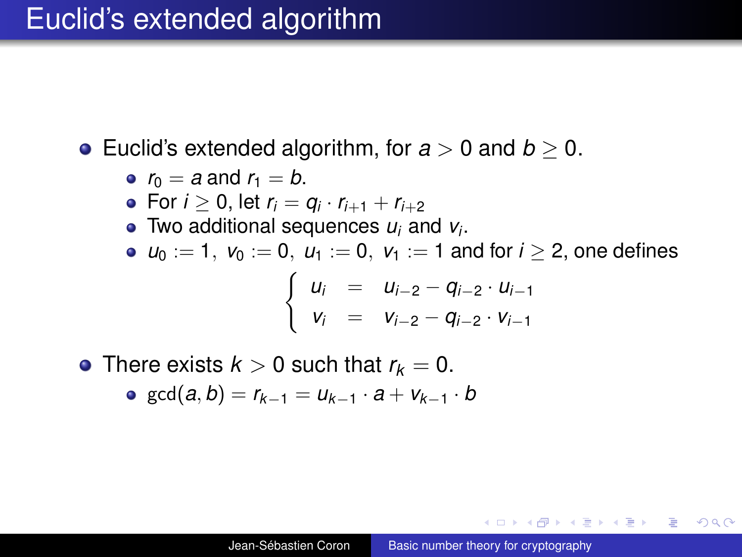# Euclid's extended algorithm

- Euclid's extended algorithm, for $a > 0$ and $b \geq 0$.
  - $r_0 = a$ and $r_1 = b$.
  - For $i \geq 0$, let $r_i = q_i \cdot r_{i+1} + r_{i+2}$
  - Two additional sequences $u_i$ and $v_i$.
  - $u_0 := 1,\ v_0 := 0,\ u_1 := 0,\ v_1 := 1$ and for $i \geq 2$, one defines

$$\begin{cases} u_i &= u_{i-2} - q_{i-2} \cdot u_{i-1} \\ v_i &= v_{i-2} - q_{i-2} \cdot v_{i-1} \end{cases}$$

- There exists $k > 0$ such that $r_k = 0$.
  - $\gcd(a, b) = r_{k-1} = u_{k-1} \cdot a + v_{k-1} \cdot b$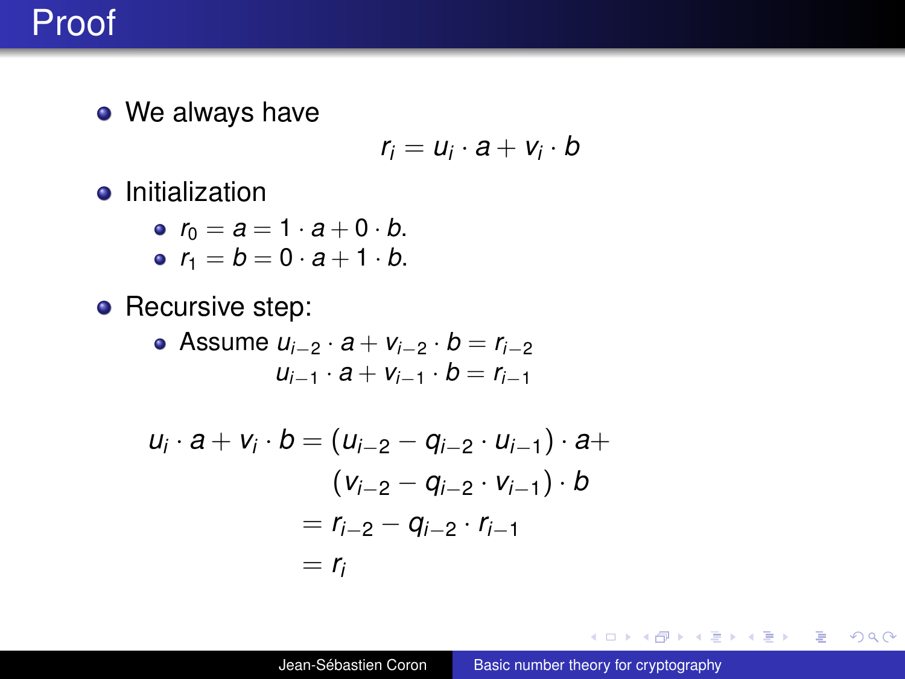# Proof

- We always have
$$r_i = u_i \cdot a + v_i \cdot b$$
- Initialization
  - $r_0 = a = 1 \cdot a + 0 \cdot b$.
  - $r_1 = b = 0 \cdot a + 1 \cdot b$.
- Recursive step:
  - Assume $u_{i-2} \cdot a + v_{i-2} \cdot b = r_{i-2}$
    $u_{i-1} \cdot a + v_{i-1} \cdot b = r_{i-1}$

$$\begin{aligned}
u_i \cdot a + v_i \cdot b &= (u_{i-2} - q_{i-2} \cdot u_{i-1}) \cdot a + \\
&\quad (v_{i-2} - q_{i-2} \cdot v_{i-1}) \cdot b \\
&= r_{i-2} - q_{i-2} \cdot r_{i-1} \\
&= r_i
\end{aligned}$$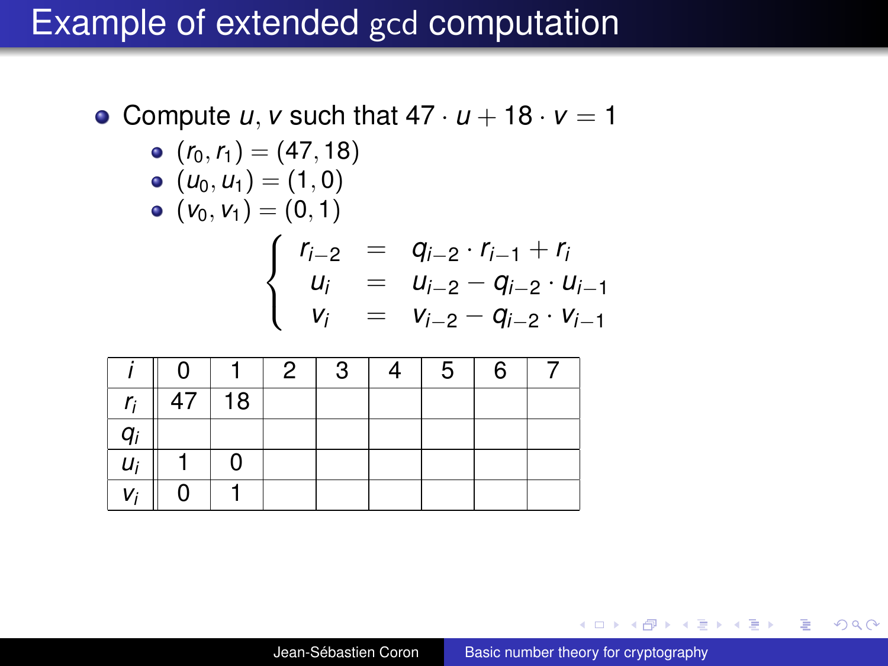# Example of extended gcd computation

- Compute $u, v$ such that $47 \cdot u + 18 \cdot v = 1$
  - $(r_0, r_1) = (47, 18)$
  - $(u_0, u_1) = (1, 0)$
  - $(v_0, v_1) = (0, 1)$

$$\left\{ \begin{array}{rcl} r_{i-2} & = & q_{i-2} \cdot r_{i-1} + r_i \\ u_i & = & u_{i-2} - q_{i-2} \cdot u_{i-1} \\ v_i & = & v_{i-2} - q_{i-2} \cdot v_{i-1} \end{array} \right.$$

| $i$ | 0 | 1 | 2 | 3 | 4 | 5 | 6 | 7 |
|---|---|---|---|---|---|---|---|---|
| $r_i$ | 47 | 18 | | | | | | |
| $q_i$ | | | | | | | | |
| $u_i$ | 1 | 0 | | | | | | |
| $v_i$ | 0 | 1 | | | | | | |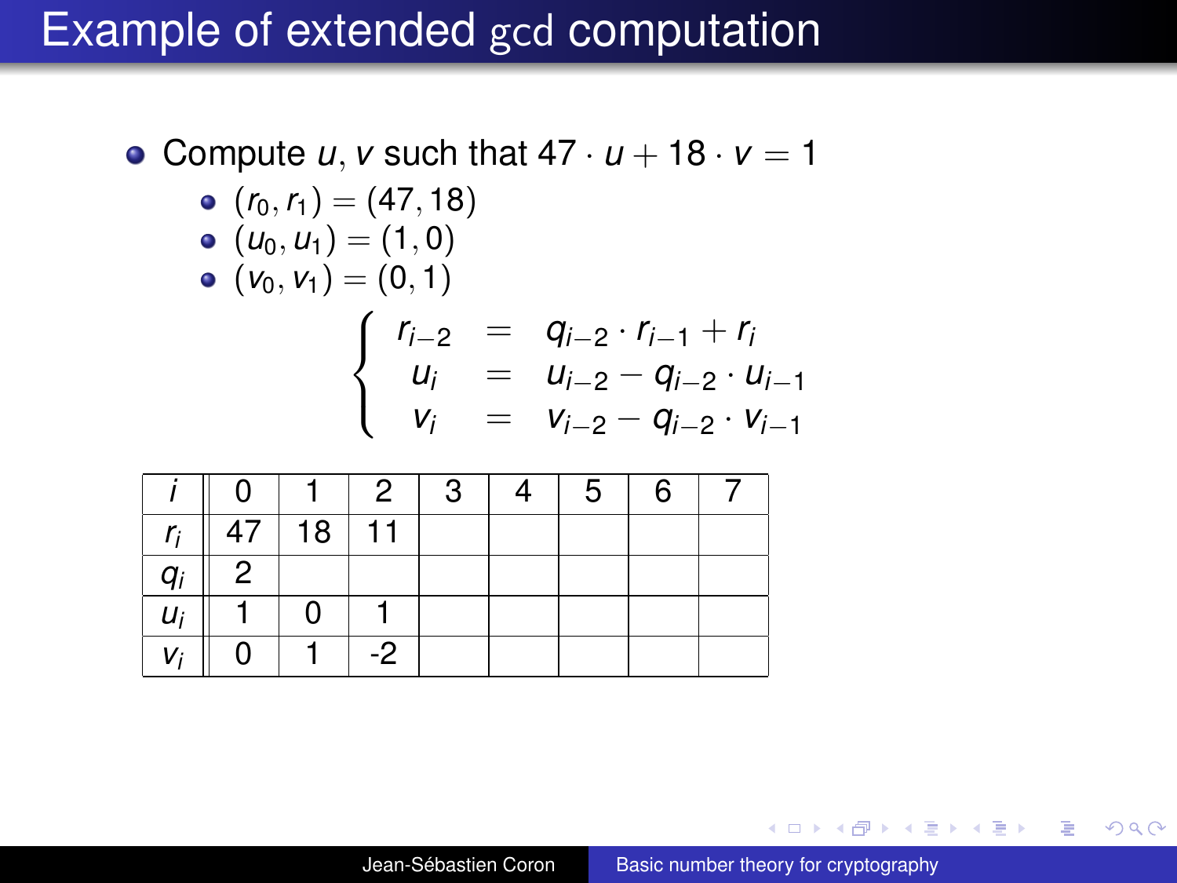# Example of extended gcd computation

- Compute $u, v$ such that $47 \cdot u + 18 \cdot v = 1$
  - $(r_0, r_1) = (47, 18)$
  - $(u_0, u_1) = (1, 0)$
  - $(v_0, v_1) = (0, 1)$

$$\begin{cases} r_{i-2} &= q_{i-2} \cdot r_{i-1} + r_i \\ u_i &= u_{i-2} - q_{i-2} \cdot u_{i-1} \\ v_i &= v_{i-2} - q_{i-2} \cdot v_{i-1} \end{cases}$$

| $i$ | 0 | 1 | 2 | 3 | 4 | 5 | 6 | 7 |
|---|---|---|---|---|---|---|---|---|
| $r_i$ | 47 | 18 | 11 | | | | | |
| $q_i$ | 2 | | | | | | | |
| $u_i$ | 1 | 0 | 1 | | | | | |
| $v_i$ | 0 | 1 | -2 | | | | | |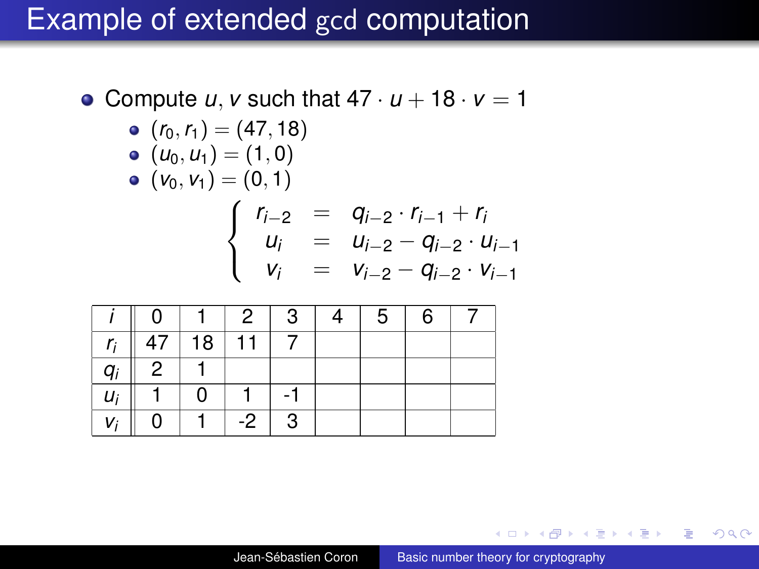# Example of extended gcd computation

- Compute $u, v$ such that $47 \cdot u + 18 \cdot v = 1$
  - $(r_0, r_1) = (47, 18)$
  - $(u_0, u_1) = (1, 0)$
  - $(v_0, v_1) = (0, 1)$

$$\begin{cases} r_{i-2} &= q_{i-2} \cdot r_{i-1} + r_i \\ u_i &= u_{i-2} - q_{i-2} \cdot u_{i-1} \\ v_i &= v_{i-2} - q_{i-2} \cdot v_{i-1} \end{cases}$$

| $i$ | 0 | 1 | 2 | 3 | 4 | 5 | 6 | 7 |
|---|---|---|---|---|---|---|---|---|
| $r_i$ | 47 | 18 | 11 | 7 | | | | |
| $q_i$ | 2 | 1 | | | | | | |
| $u_i$ | 1 | 0 | 1 | -1 | | | | |
| $v_i$ | 0 | 1 | -2 | 3 | | | | |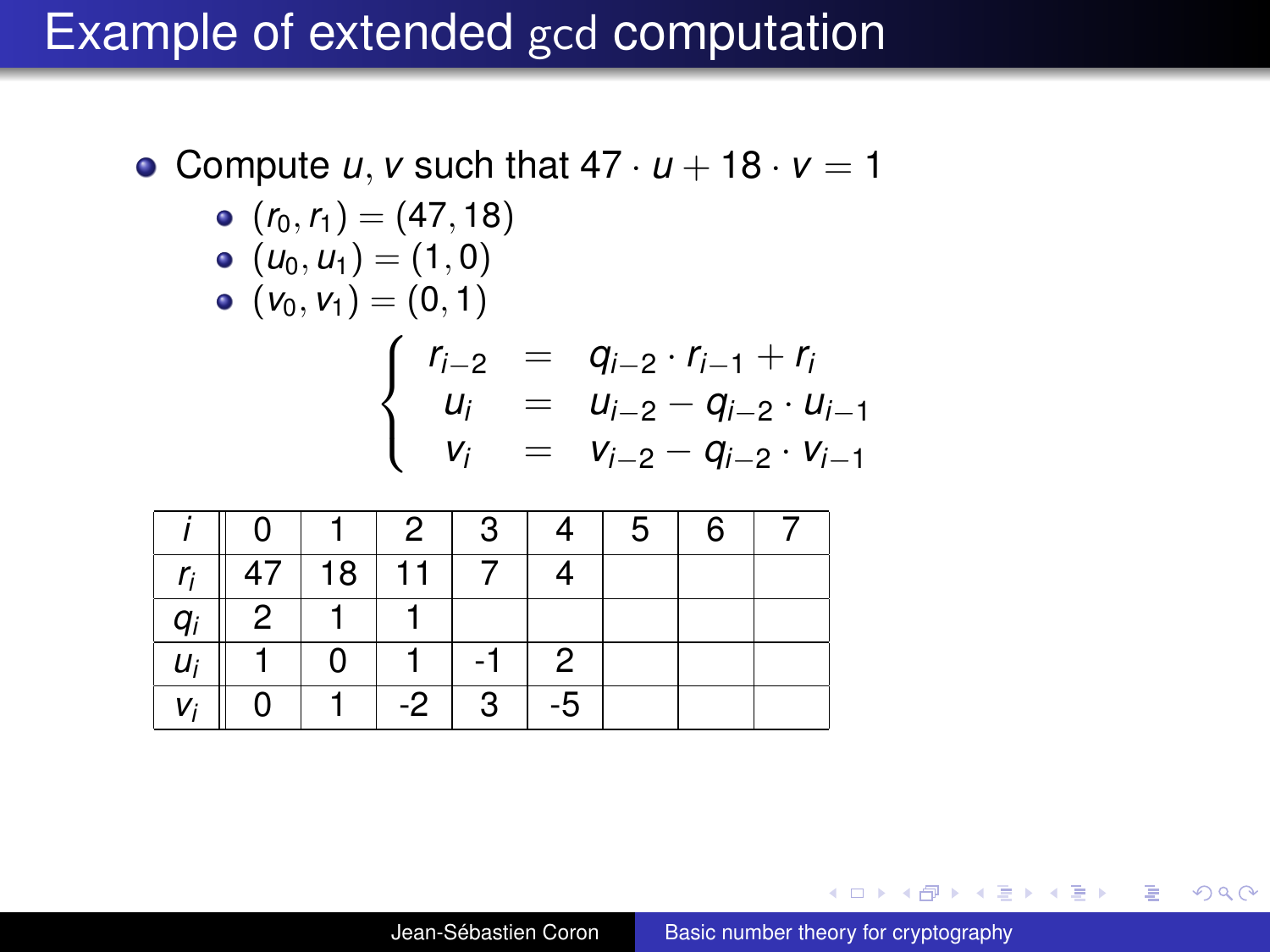# Example of extended gcd computation

- Compute $u, v$ such that $47 \cdot u + 18 \cdot v = 1$
  - $(r_0, r_1) = (47, 18)$
  - $(u_0, u_1) = (1, 0)$
  - $(v_0, v_1) = (0, 1)$

$$\begin{cases} r_{i-2} &= q_{i-2} \cdot r_{i-1} + r_i \\ u_i &= u_{i-2} - q_{i-2} \cdot u_{i-1} \\ v_i &= v_{i-2} - q_{i-2} \cdot v_{i-1} \end{cases}$$

| $i$ | 0 | 1 | 2 | 3 | 4 | 5 | 6 | 7 |
|---|---|---|---|---|---|---|---|---|
| $r_i$ | 47 | 18 | 11 | 7 | 4 | | | |
| $q_i$ | 2 | 1 | 1 | | | | | |
| $u_i$ | 1 | 0 | 1 | -1 | 2 | | | |
| $v_i$ | 0 | 1 | -2 | 3 | -5 | | | |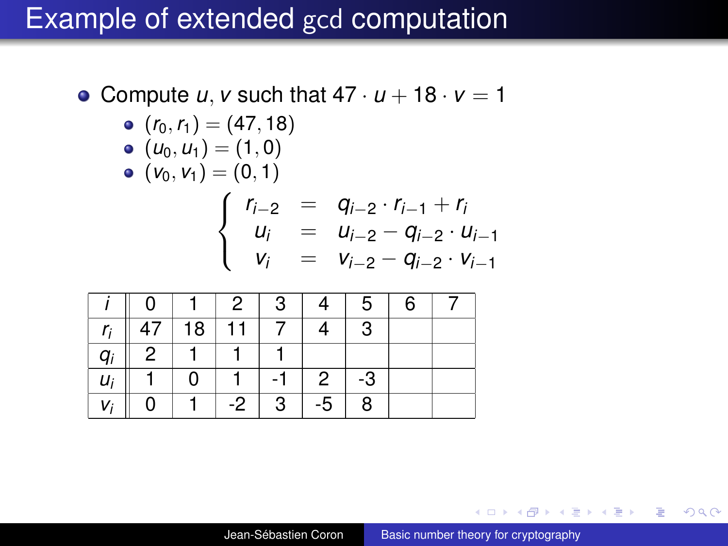# Example of extended gcd computation

- Compute $u, v$ such that $47 \cdot u + 18 \cdot v = 1$
  - $(r_0, r_1) = (47, 18)$
  - $(u_0, u_1) = (1, 0)$
  - $(v_0, v_1) = (0, 1)$

$$\begin{cases} r_{i-2} &= q_{i-2} \cdot r_{i-1} + r_i \\ u_i &= u_{i-2} - q_{i-2} \cdot u_{i-1} \\ v_i &= v_{i-2} - q_{i-2} \cdot v_{i-1} \end{cases}$$

| $i$ | 0 | 1 | 2 | 3 | 4 | 5 | 6 | 7 |
|---|---|---|---|---|---|---|---|---|
| $r_i$ | 47 | 18 | 11 | 7 | 4 | 3 | | |
| $q_i$ | 2 | 1 | 1 | 1 | | | | |
| $u_i$ | 1 | 0 | 1 | -1 | 2 | -3 | | |
| $v_i$ | 0 | 1 | -2 | 3 | -5 | 8 | | |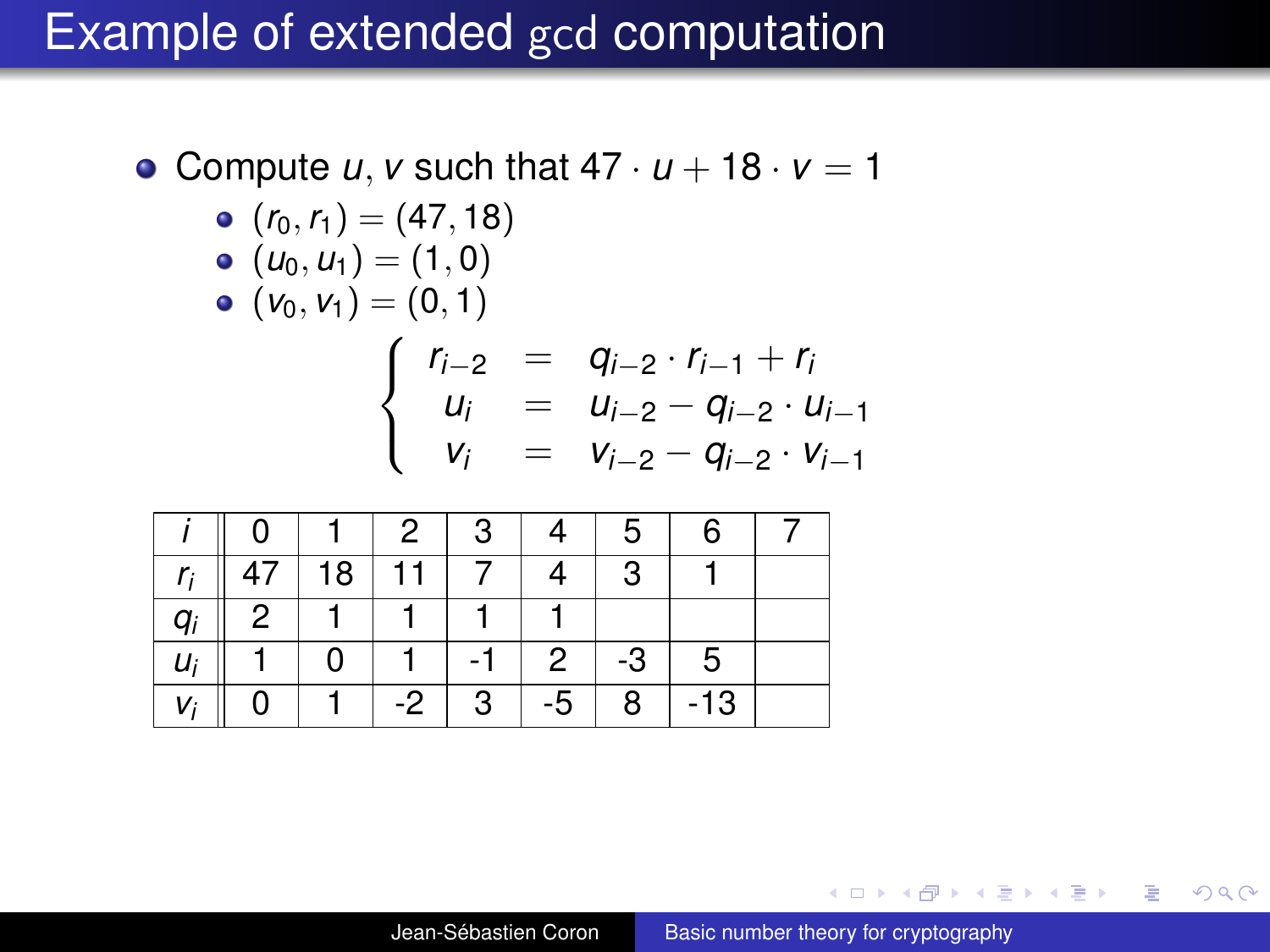# Example of extended gcd computation

- Compute $u, v$ such that $47 \cdot u + 18 \cdot v = 1$
  - $(r_0, r_1) = (47, 18)$
  - $(u_0, u_1) = (1, 0)$
  - $(v_0, v_1) = (0, 1)$

$$\begin{cases} r_{i-2} &= q_{i-2} \cdot r_{i-1} + r_i \\ u_i &= u_{i-2} - q_{i-2} \cdot u_{i-1} \\ v_i &= v_{i-2} - q_{i-2} \cdot v_{i-1} \end{cases}$$

| $i$ | 0 | 1 | 2 | 3 | 4 | 5 | 6 | 7 |
|---|---|---|---|---|---|---|---|---|
| $r_i$ | 47 | 18 | 11 | 7 | 4 | 3 | 1 | |
| $q_i$ | 2 | 1 | 1 | 1 | 1 | | | |
| $u_i$ | 1 | 0 | 1 | -1 | 2 | -3 | 5 | |
| $v_i$ | 0 | 1 | -2 | 3 | -5 | 8 | -13 | |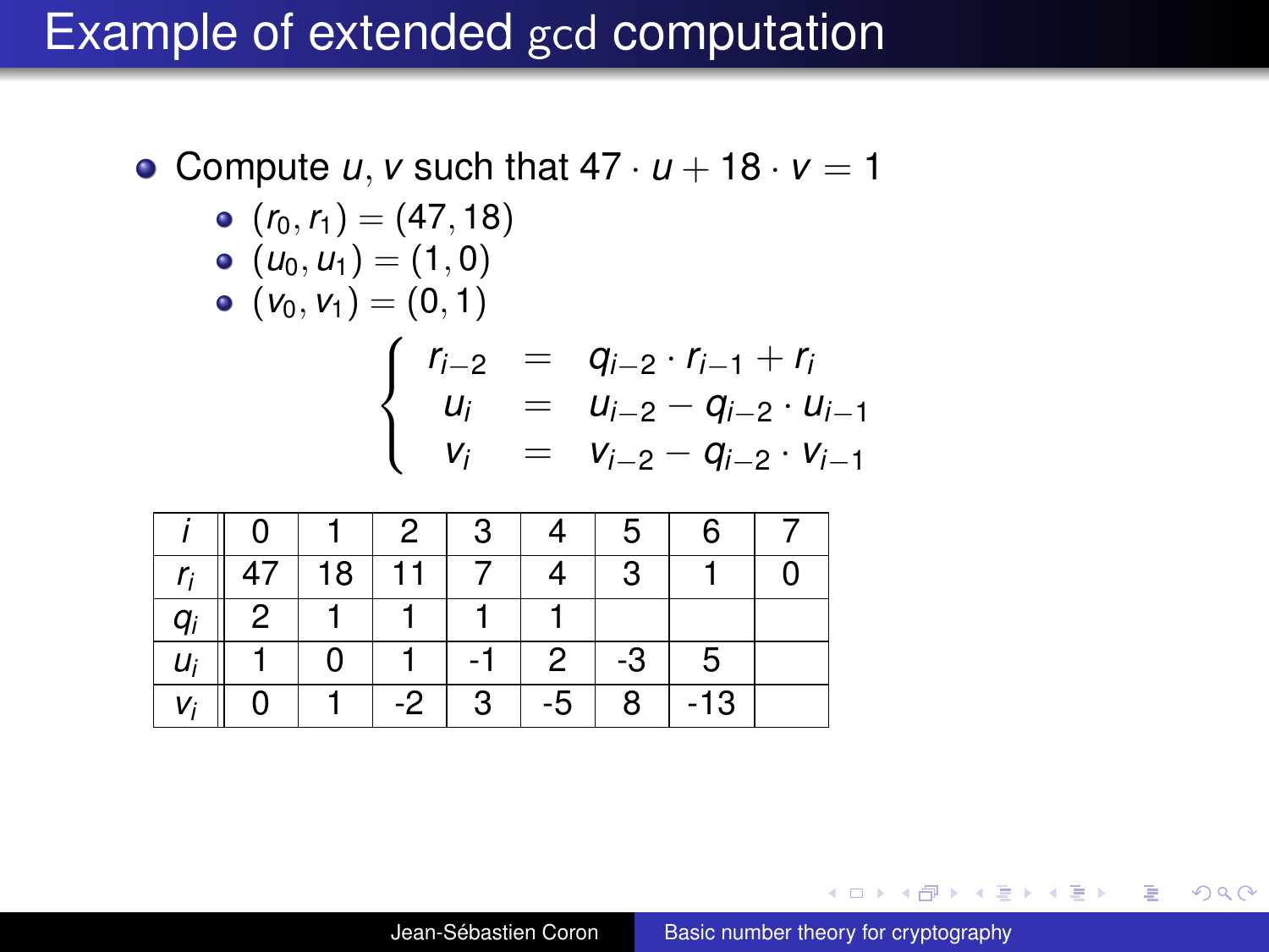# Example of extended gcd computation

- Compute $u, v$ such that $47 \cdot u + 18 \cdot v = 1$
  - $(r_0, r_1) = (47, 18)$
  - $(u_0, u_1) = (1, 0)$
  - $(v_0, v_1) = (0, 1)$

$$\begin{cases} r_{i-2} = q_{i-2} \cdot r_{i-1} + r_i \\ u_i = u_{i-2} - q_{i-2} \cdot u_{i-1} \\ v_i = v_{i-2} - q_{i-2} \cdot v_{i-1} \end{cases}$$

| $i$ | 0 | 1 | 2 | 3 | 4 | 5 | 6 | 7 |
|---|---|---|---|---|---|---|---|---|
| $r_i$ | 47 | 18 | 11 | 7 | 4 | 3 | 1 | 0 |
| $q_i$ | 2 | 1 | 1 | 1 | 1 | | | |
| $u_i$ | 1 | 0 | 1 | -1 | 2 | -3 | 5 | |
| $v_i$ | 0 | 1 | -2 | 3 | -5 | 8 | -13 | |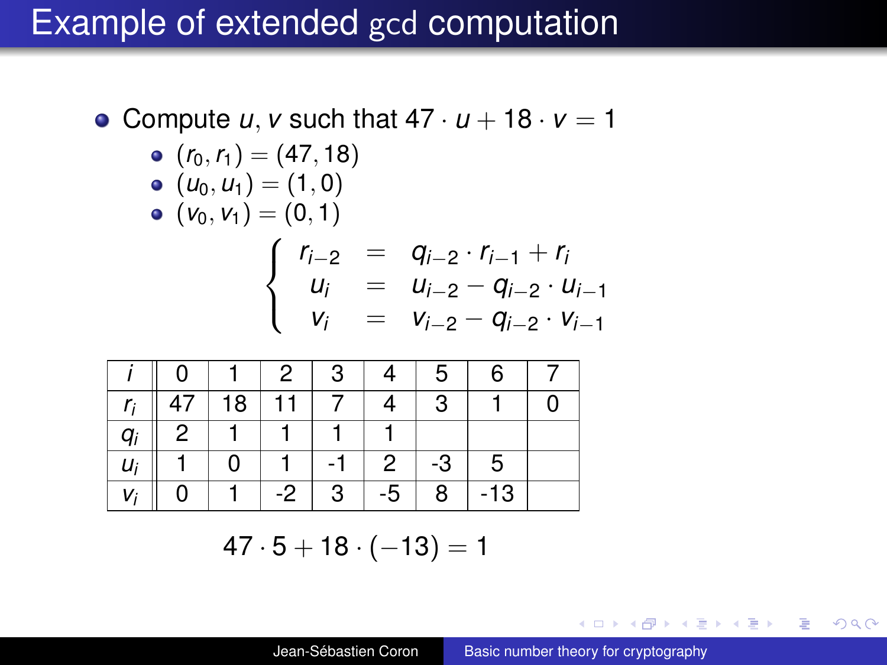# Example of extended gcd computation

- Compute $u, v$ such that $47 \cdot u + 18 \cdot v = 1$
  - $(r_0, r_1) = (47, 18)$
  - $(u_0, u_1) = (1, 0)$
  - $(v_0, v_1) = (0, 1)$

$$\begin{cases} r_{i-2} & = & q_{i-2} \cdot r_{i-1} + r_i \\ u_i & = & u_{i-2} - q_{i-2} \cdot u_{i-1} \\ v_i & = & v_{i-2} - q_{i-2} \cdot v_{i-1} \end{cases}$$

| $i$ | 0 | 1 | 2 | 3 | 4 | 5 | 6 | 7 |
|---|---|---|---|---|---|---|---|---|
| $r_i$ | 47 | 18 | 11 | 7 | 4 | 3 | 1 | 0 |
| $q_i$ | 2 | 1 | 1 | 1 | 1 | | | |
| $u_i$ | 1 | 0 | 1 | -1 | 2 | -3 | 5 | |
| $v_i$ | 0 | 1 | -2 | 3 | -5 | 8 | -13 | |

$$47 \cdot 5 + 18 \cdot (-13) = 1$$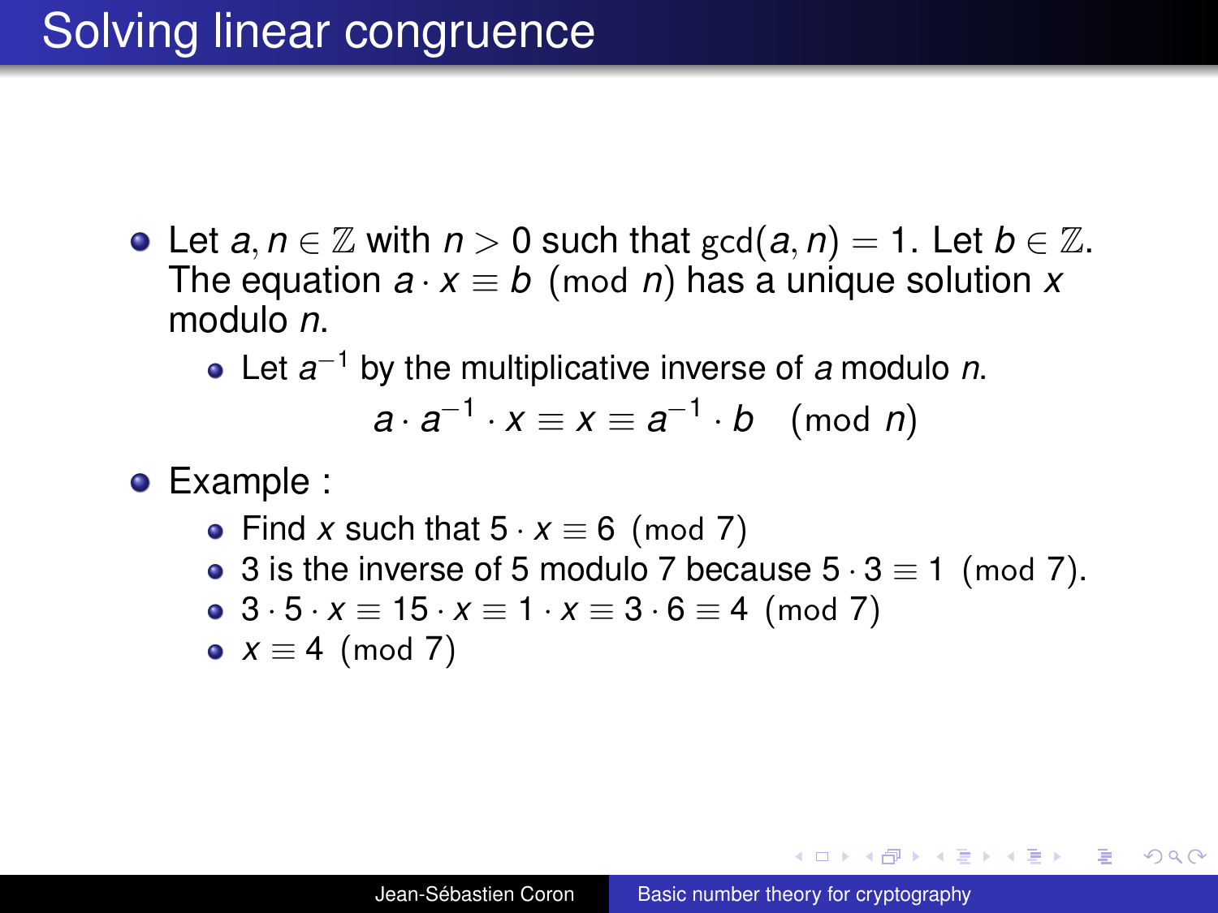# Solving linear congruence

- Let $a, n \in \mathbb{Z}$ with $n > 0$ such that $\gcd(a, n) = 1$. Let $b \in \mathbb{Z}$. The equation $a \cdot x \equiv b \pmod{n}$ has a unique solution $x$ modulo $n$.
  - Let $a^{-1}$ by the multiplicative inverse of $a$ modulo $n$.

$$a \cdot a^{-1} \cdot x \equiv x \equiv a^{-1} \cdot b \pmod{n}$$

- Example :
  - Find $x$ such that $5 \cdot x \equiv 6 \pmod{7}$
  - 3 is the inverse of 5 modulo 7 because $5 \cdot 3 \equiv 1 \pmod{7}$.
  - $3 \cdot 5 \cdot x \equiv 15 \cdot x \equiv 1 \cdot x \equiv 3 \cdot 6 \equiv 4 \pmod{7}$
  - $x \equiv 4 \pmod{7}$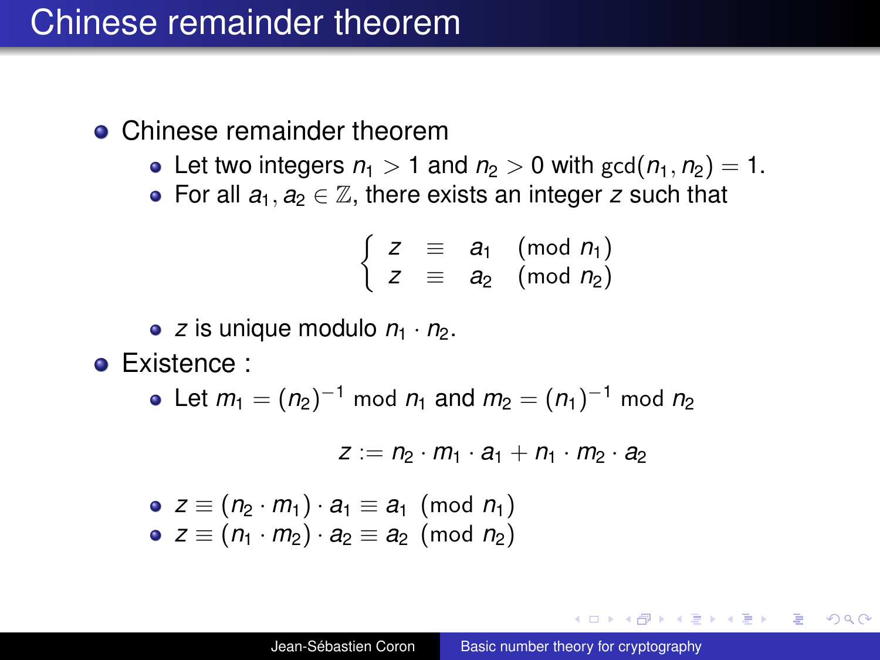# Chinese remainder theorem

- Chinese remainder theorem
  - Let two integers $n_1 > 1$ and $n_2 > 0$ with $\gcd(n_1, n_2) = 1$.
  - For all $a_1, a_2 \in \mathbb{Z}$, there exists an integer $z$ such that

$$\begin{cases} z \equiv a_1 \pmod{n_1} \\ z \equiv a_2 \pmod{n_2} \end{cases}$$

  - $z$ is unique modulo $n_1 \cdot n_2$.
- Existence :
  - Let $m_1 = (n_2)^{-1} \bmod n_1$ and $m_2 = (n_1)^{-1} \bmod n_2$

$$z := n_2 \cdot m_1 \cdot a_1 + n_1 \cdot m_2 \cdot a_2$$

  - $z \equiv (n_2 \cdot m_1) \cdot a_1 \equiv a_1 \pmod{n_1}$
  - $z \equiv (n_1 \cdot m_2) \cdot a_2 \equiv a_2 \pmod{n_2}$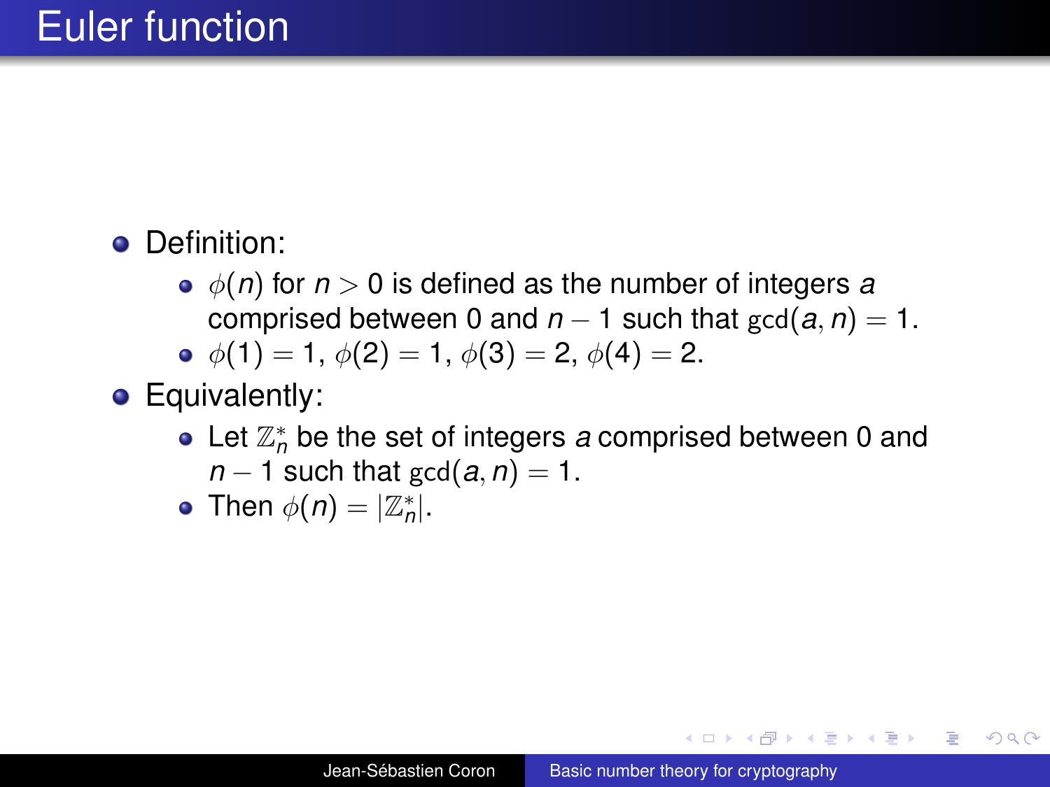# Euler function

- Definition:
  - $\phi(n)$ for $n > 0$ is defined as the number of integers $a$ comprised between 0 and $n - 1$ such that $\gcd(a, n) = 1$.
  - $\phi(1) = 1$, $\phi(2) = 1$, $\phi(3) = 2$, $\phi(4) = 2$.
- Equivalently:
  - Let $\mathbb{Z}_n^*$ be the set of integers $a$ comprised between 0 and $n - 1$ such that $\gcd(a, n) = 1$.
  - Then $\phi(n) = |\mathbb{Z}_n^*|$.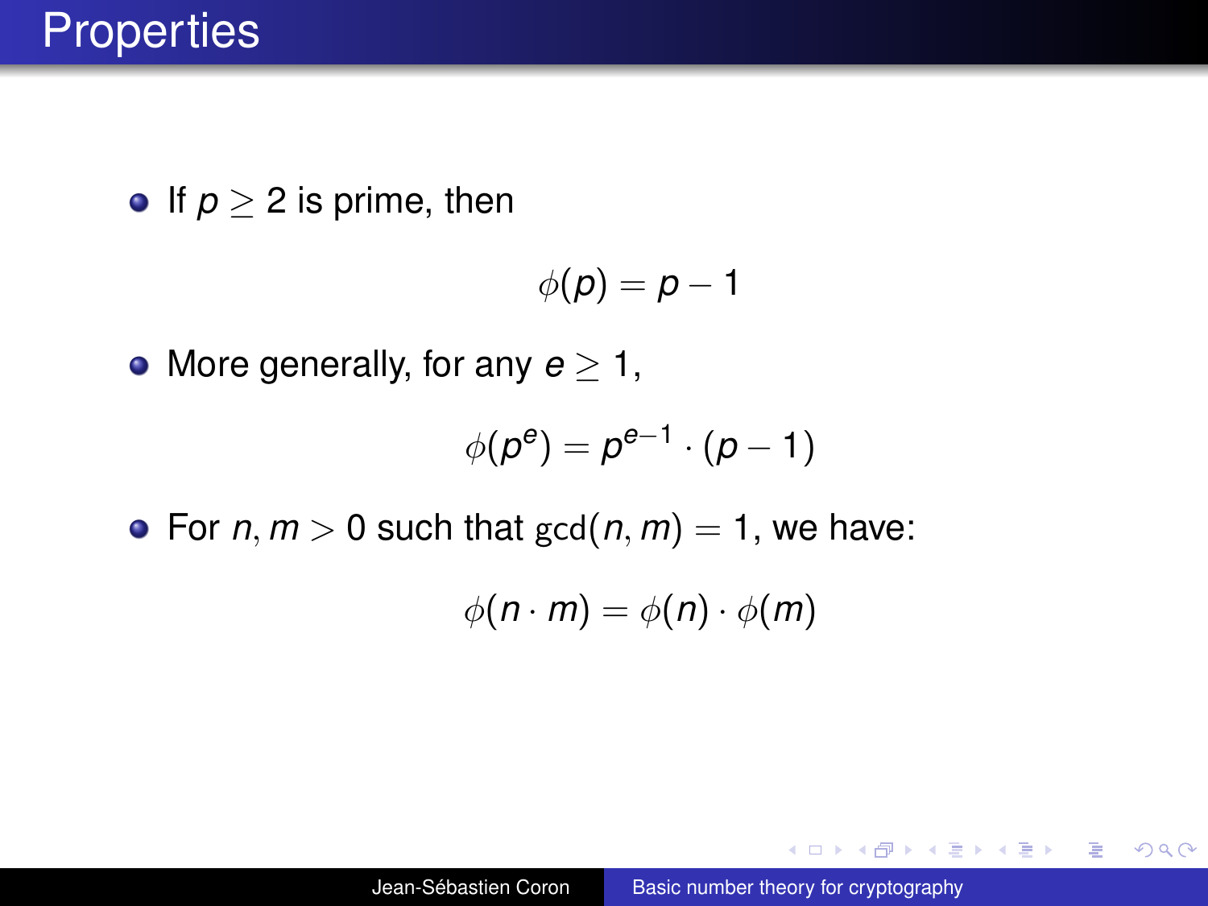# Properties

- If $p \geq 2$ is prime, then

$$\phi(p) = p - 1$$

- More generally, for any $e \geq 1$,

$$\phi(p^e) = p^{e-1} \cdot (p - 1)$$

- For $n, m > 0$ such that $\gcd(n, m) = 1$, we have:

$$\phi(n \cdot m) = \phi(n) \cdot \phi(m)$$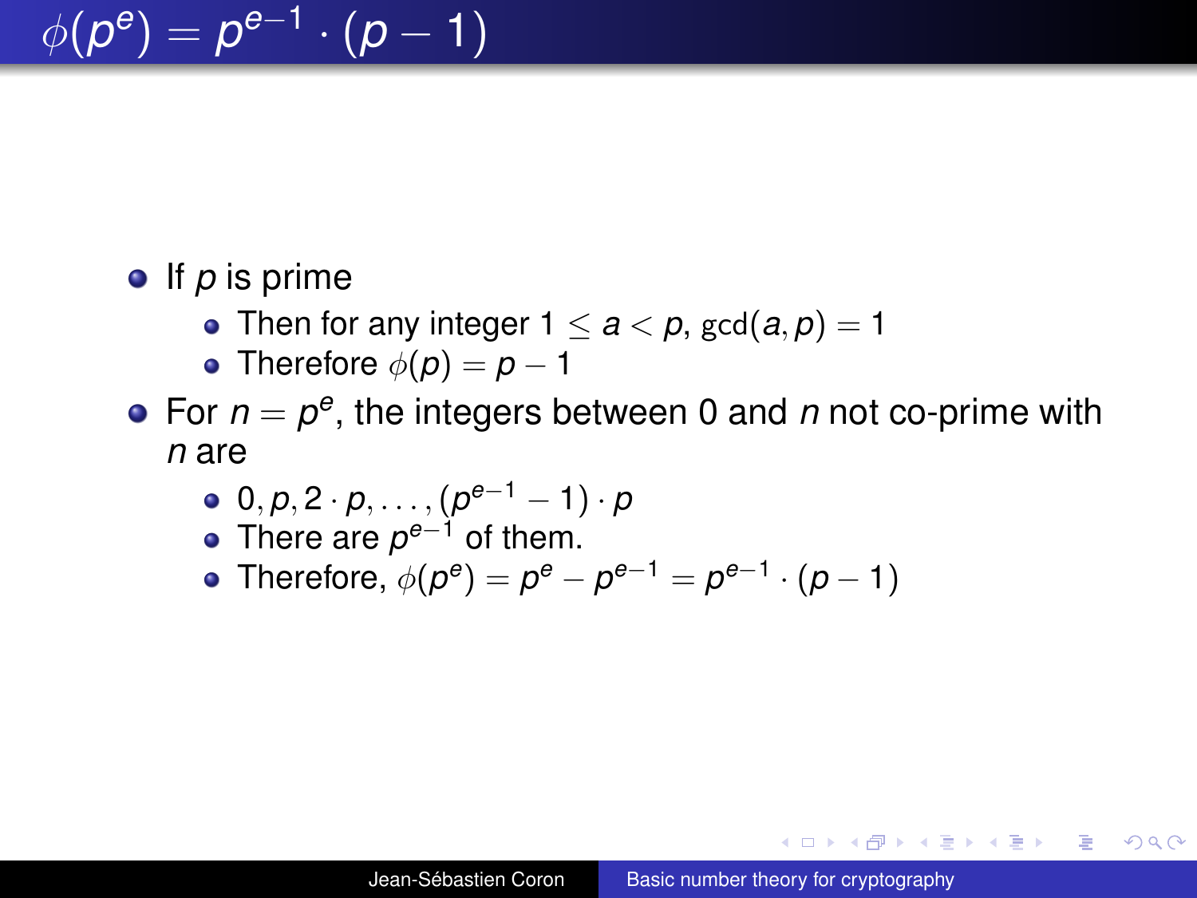# $\phi(p^e) = p^{e-1} \cdot (p-1)$

- If $p$ is prime
  - Then for any integer $1 \leq a < p$, $\gcd(a, p) = 1$
  - Therefore $\phi(p) = p - 1$
- For $n = p^e$, the integers between 0 and $n$ not co-prime with $n$ are
  - $0, p, 2 \cdot p, \ldots, (p^{e-1} - 1) \cdot p$
  - There are $p^{e-1}$ of them.
  - Therefore, $\phi(p^e) = p^e - p^{e-1} = p^{e-1} \cdot (p-1)$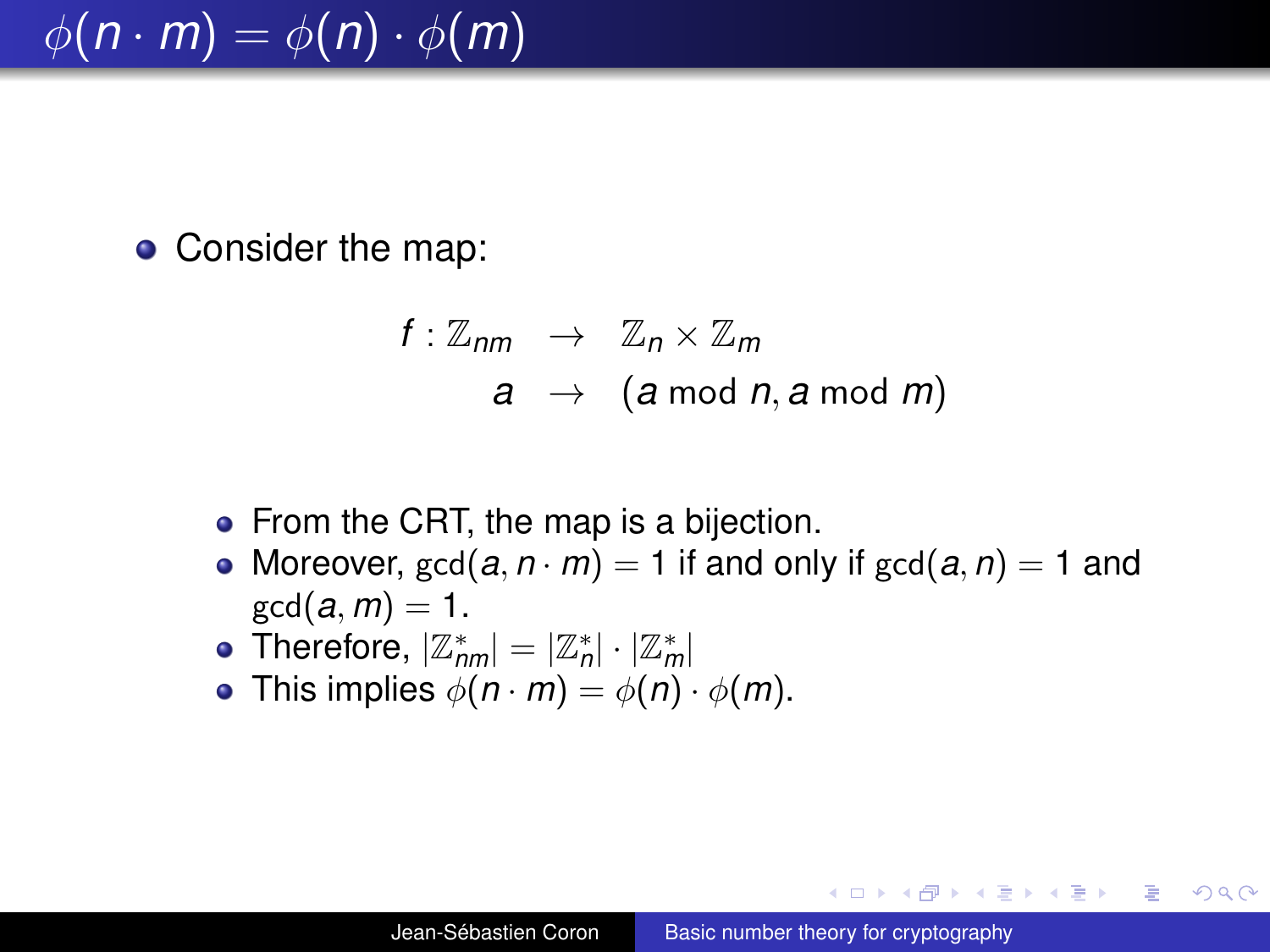# $\phi(n \cdot m) = \phi(n) \cdot \phi(m)$

- Consider the map:

$$
\begin{array}{rcl}
f : \mathbb{Z}_{nm} & \rightarrow & \mathbb{Z}_n \times \mathbb{Z}_m \\
a & \rightarrow & (a \bmod n, a \bmod m)
\end{array}
$$

  - From the CRT, the map is a bijection.
  - Moreover, $\gcd(a, n \cdot m) = 1$ if and only if $\gcd(a, n) = 1$ and $\gcd(a, m) = 1$.
  - Therefore, $|\mathbb{Z}_{nm}^*| = |\mathbb{Z}_n^*| \cdot |\mathbb{Z}_m^*|$
  - This implies $\phi(n \cdot m) = \phi(n) \cdot \phi(m)$.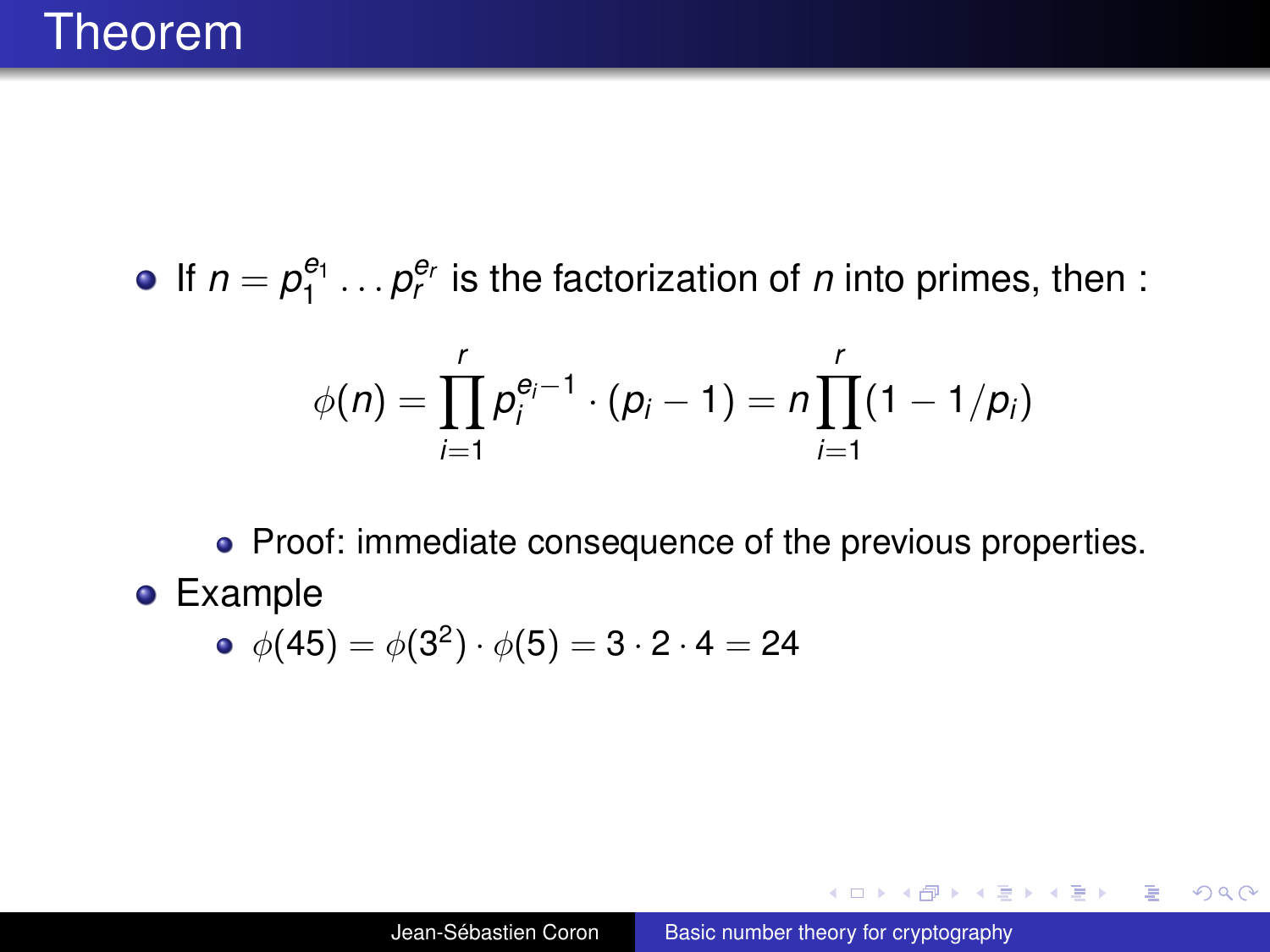# Theorem

- If $n = p_1^{e_1} \ldots p_r^{e_r}$ is the factorization of $n$ into primes, then :

$$\phi(n) = \prod_{i=1}^{r} p_i^{e_i - 1} \cdot (p_i - 1) = n \prod_{i=1}^{r} (1 - 1/p_i)$$

  - Proof: immediate consequence of the previous properties.
- Example
  - $\phi(45) = \phi(3^2) \cdot \phi(5) = 3 \cdot 2 \cdot 4 = 24$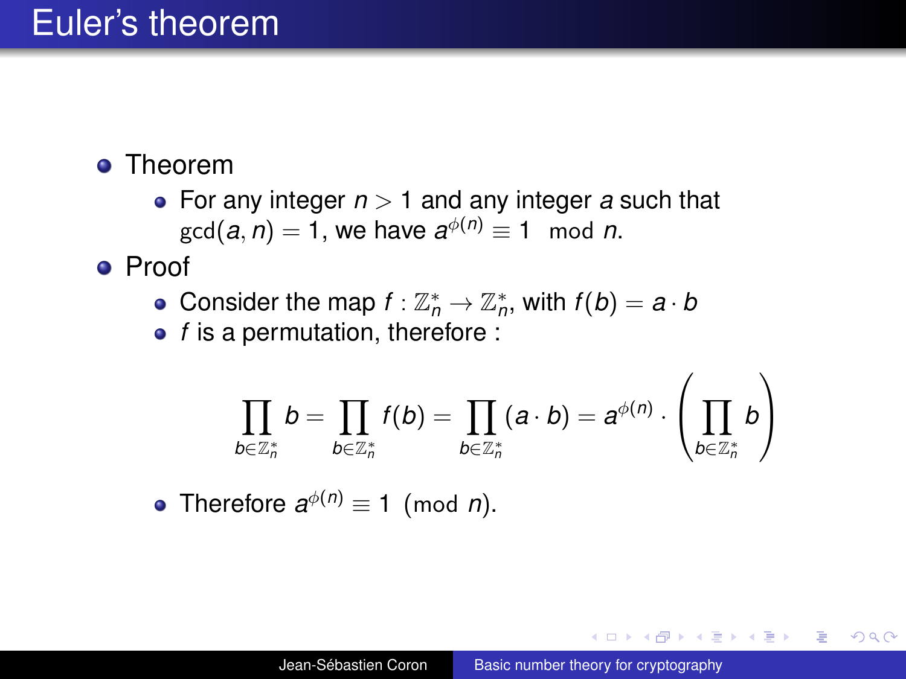# Euler's theorem

- Theorem
  - For any integer $n > 1$ and any integer $a$ such that $\gcd(a, n) = 1$, we have $a^{\phi(n)} \equiv 1 \mod n$.
- Proof
  - Consider the map $f : \mathbb{Z}_n^* \to \mathbb{Z}_n^*$, with $f(b) = a \cdot b$
  - $f$ is a permutation, therefore :

$$\prod_{b \in \mathbb{Z}_n^*} b = \prod_{b \in \mathbb{Z}_n^*} f(b) = \prod_{b \in \mathbb{Z}_n^*} (a \cdot b) = a^{\phi(n)} \cdot \left( \prod_{b \in \mathbb{Z}_n^*} b \right)$$

  - Therefore $a^{\phi(n)} \equiv 1 \pmod{n}$.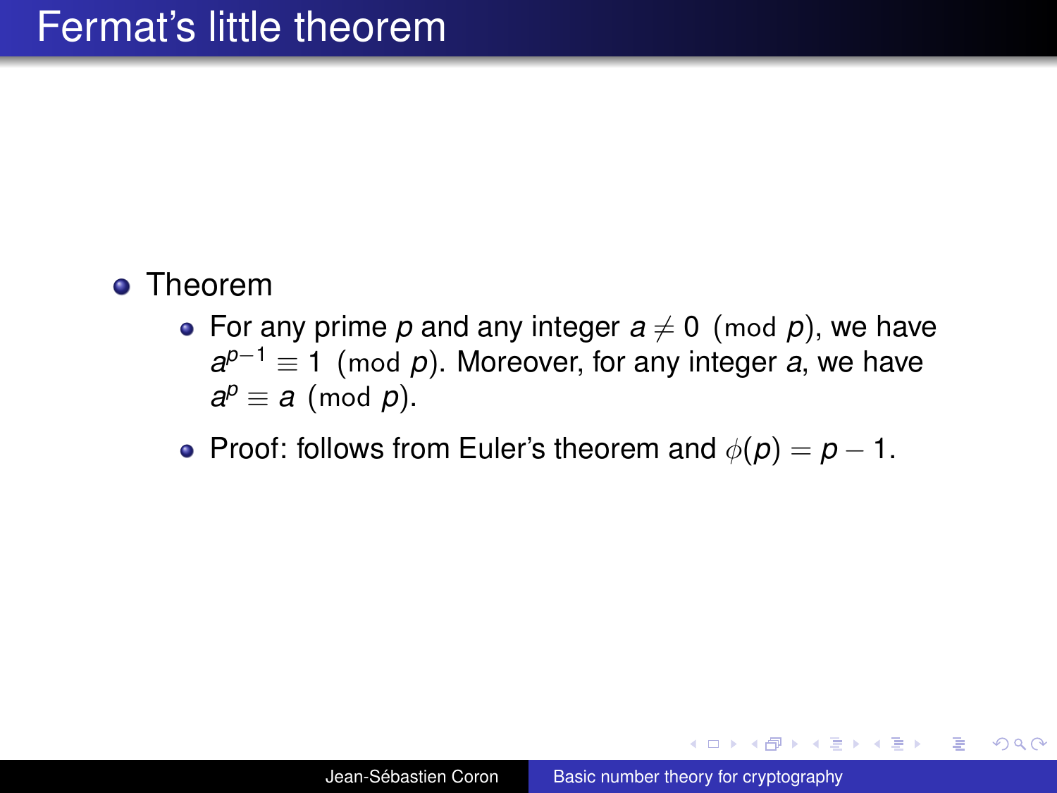# Fermat's little theorem

- Theorem
  - For any prime $p$ and any integer $a \neq 0 \pmod{p}$, we have $a^{p-1} \equiv 1 \pmod{p}$. Moreover, for any integer $a$, we have $a^p \equiv a \pmod{p}$.
  - Proof: follows from Euler's theorem and $\phi(p) = p - 1$.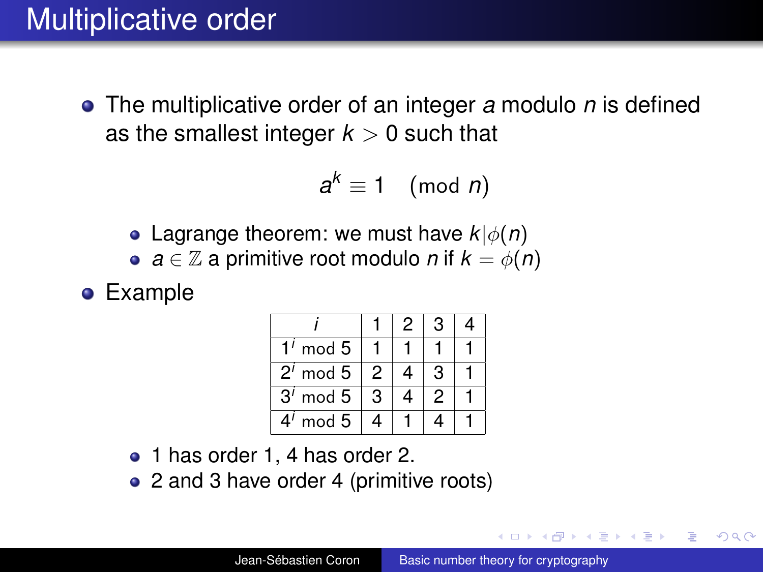# Multiplicative order

- The multiplicative order of an integer $a$ modulo $n$ is defined as the smallest integer $k > 0$ such that

$$a^k \equiv 1 \pmod{n}$$

  - Lagrange theorem: we must have $k | \phi(n)$
  - $a \in \mathbb{Z}$ a primitive root modulo $n$ if $k = \phi(n)$

- Example

| $i$ | 1 | 2 | 3 | 4 |
|---|---|---|---|---|
| $1^i \bmod 5$ | 1 | 1 | 1 | 1 |
| $2^i \bmod 5$ | 2 | 4 | 3 | 1 |
| $3^i \bmod 5$ | 3 | 4 | 2 | 1 |
| $4^i \bmod 5$ | 4 | 1 | 4 | 1 |

  - 1 has order 1, 4 has order 2.
  - 2 and 3 have order 4 (primitive roots)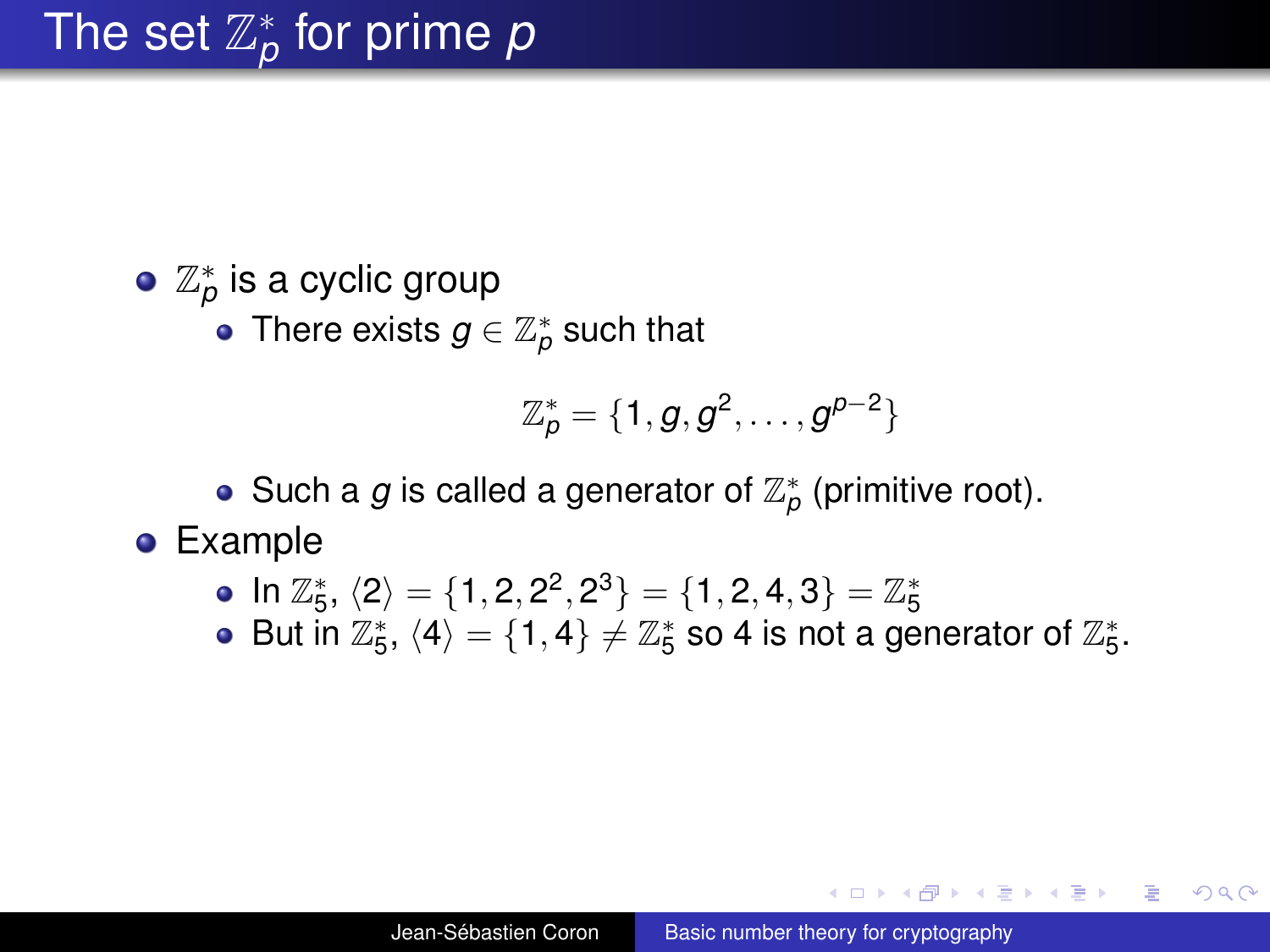# The set $\mathbb{Z}_p^*$ for prime $p$

- $\mathbb{Z}_p^*$ is a cyclic group
  - There exists $g \in \mathbb{Z}_p^*$ such that

$$\mathbb{Z}_p^* = \{1, g, g^2, \ldots, g^{p-2}\}$$

  - Such a $g$ is called a generator of $\mathbb{Z}_p^*$ (primitive root).
- Example
  - In $\mathbb{Z}_5^*$, $\langle 2 \rangle = \{1, 2, 2^2, 2^3\} = \{1, 2, 4, 3\} = \mathbb{Z}_5^*$
  - But in $\mathbb{Z}_5^*$, $\langle 4 \rangle = \{1, 4\} \neq \mathbb{Z}_5^*$ so 4 is not a generator of $\mathbb{Z}_5^*$.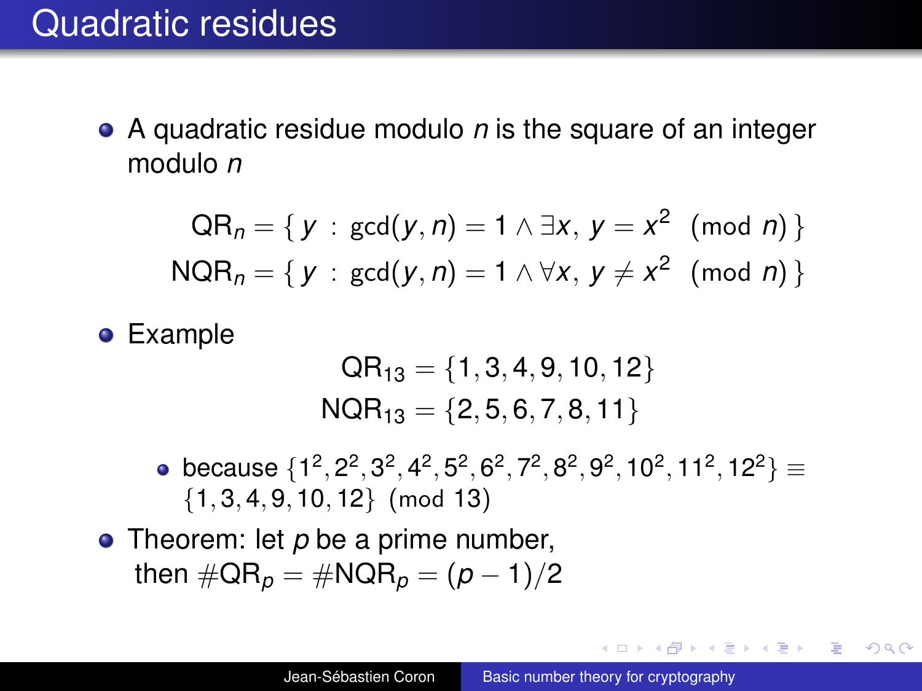# Quadratic residues

- A quadratic residue modulo $n$ is the square of an integer modulo $n$

$$\mathrm{QR}_n = \{\, y \;:\; \gcd(y,n) = 1 \wedge \exists x,\; y = x^2 \pmod{n} \,\}$$

$$\mathrm{NQR}_n = \{\, y \;:\; \gcd(y,n) = 1 \wedge \forall x,\; y \neq x^2 \pmod{n} \,\}$$

- Example

$$\mathrm{QR}_{13} = \{1, 3, 4, 9, 10, 12\}$$

$$\mathrm{NQR}_{13} = \{2, 5, 6, 7, 8, 11\}$$

  - because $\{1^2, 2^2, 3^2, 4^2, 5^2, 6^2, 7^2, 8^2, 9^2, 10^2, 11^2, 12^2\} \equiv \{1, 3, 4, 9, 10, 12\} \pmod{13}$

- Theorem: let $p$ be a prime number, then $\#\mathrm{QR}_p = \#\mathrm{NQR}_p = (p-1)/2$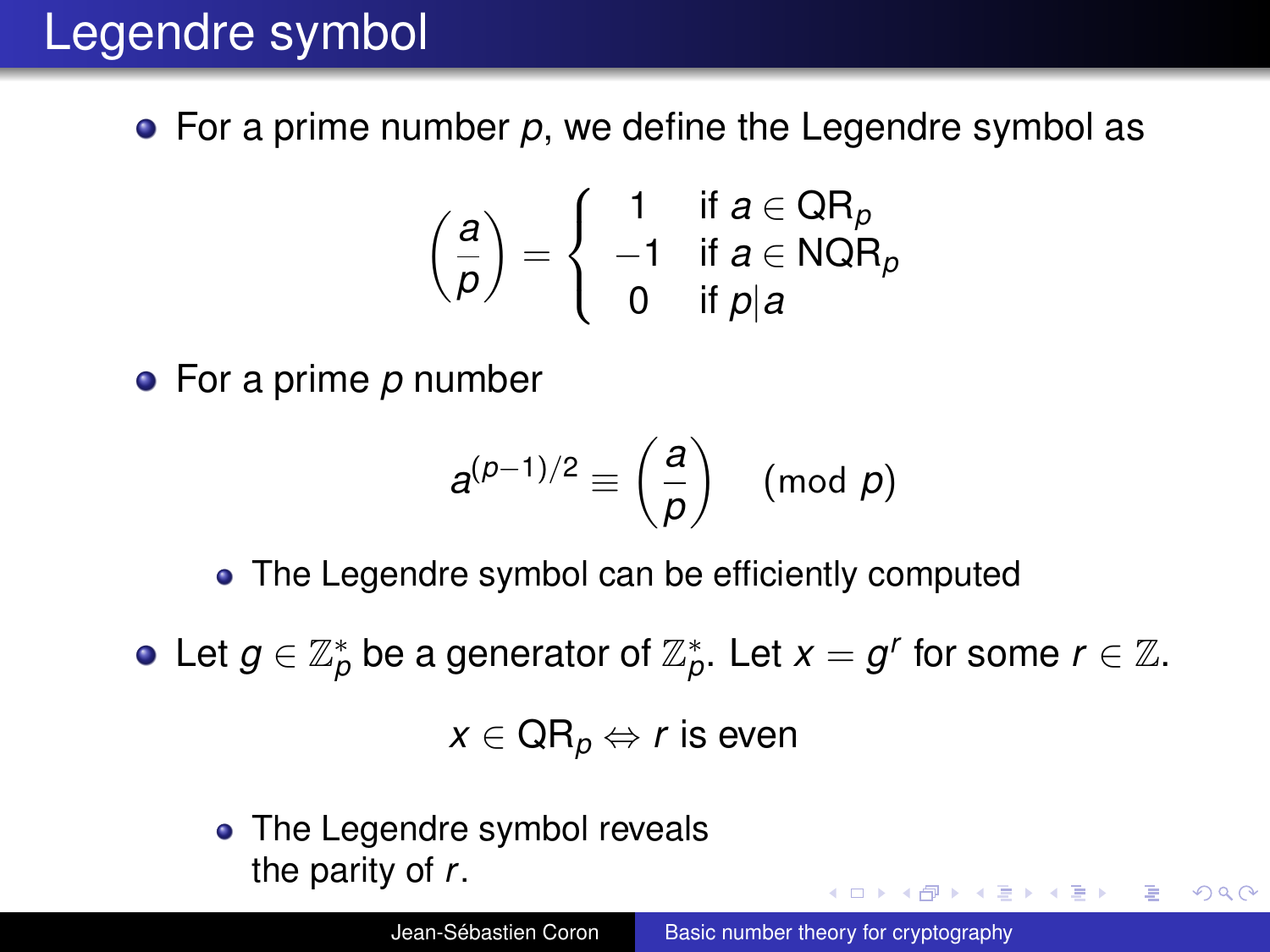# Legendre symbol

- For a prime number $p$, we define the Legendre symbol as

$$\left(\frac{a}{p}\right) = \begin{cases} 1 & \text{if } a \in \mathrm{QR}_p \\ -1 & \text{if } a \in \mathrm{NQR}_p \\ 0 & \text{if } p | a \end{cases}$$

- For a prime $p$ number

$$a^{(p-1)/2} \equiv \left(\frac{a}{p}\right) \pmod{p}$$

  - The Legendre symbol can be efficiently computed

- Let $g \in \mathbb{Z}_p^*$ be a generator of $\mathbb{Z}_p^*$. Let $x = g^r$ for some $r \in \mathbb{Z}$.

$$x \in \mathrm{QR}_p \Leftrightarrow r \text{ is even}$$

  - The Legendre symbol reveals the parity of $r$.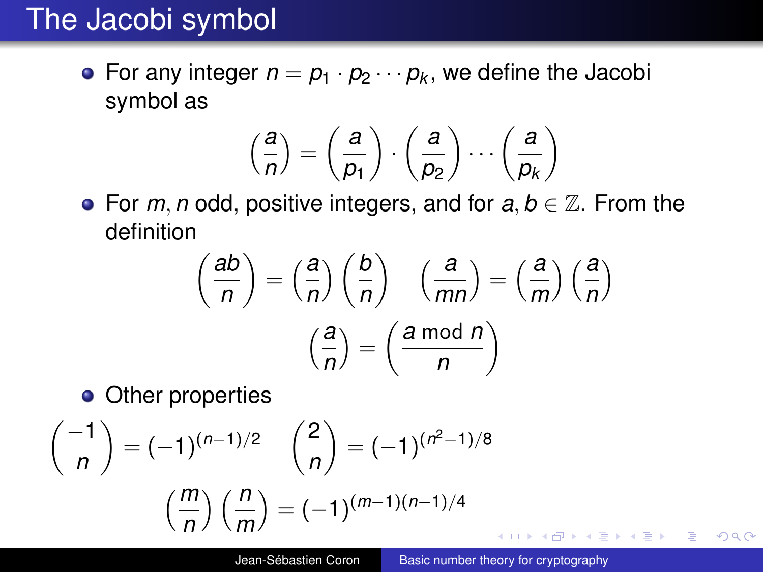# The Jacobi symbol

- For any integer $n = p_1 \cdot p_2 \cdots p_k$, we define the Jacobi symbol as

$$\left(\frac{a}{n}\right) = \left(\frac{a}{p_1}\right) \cdot \left(\frac{a}{p_2}\right) \cdots \left(\frac{a}{p_k}\right)$$

- For $m, n$ odd, positive integers, and for $a, b \in \mathbb{Z}$. From the definition

$$\left(\frac{ab}{n}\right) = \left(\frac{a}{n}\right)\left(\frac{b}{n}\right) \quad \left(\frac{a}{mn}\right) = \left(\frac{a}{m}\right)\left(\frac{a}{n}\right)$$

$$\left(\frac{a}{n}\right) = \left(\frac{a \bmod n}{n}\right)$$

- Other properties

$$\left(\frac{-1}{n}\right) = (-1)^{(n-1)/2} \quad \left(\frac{2}{n}\right) = (-1)^{(n^2-1)/8}$$

$$\left(\frac{m}{n}\right)\left(\frac{n}{m}\right) = (-1)^{(m-1)(n-1)/4}$$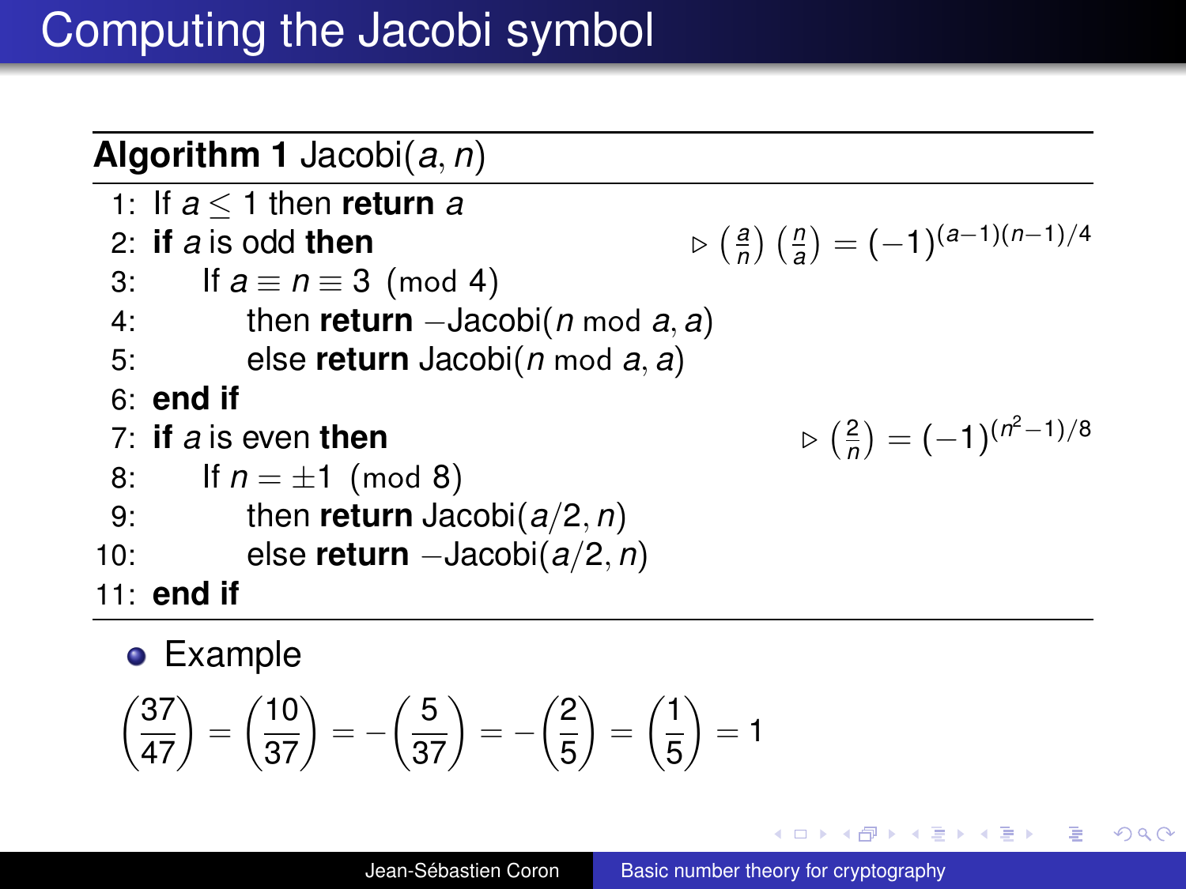# Computing the Jacobi symbol

**Algorithm 1** Jacobi$(a, n)$

```
 1: If a ≤ 1 then return a
 2: if a is odd then                              ▷ (a/n)(n/a) = (−1)^((a−1)(n−1)/4)
 3:     If a ≡ n ≡ 3 (mod 4)
 4:         then return −Jacobi(n mod a, a)
 5:         else return Jacobi(n mod a, a)
 6: end if
 7: if a is even then                             ▷ (2/n) = (−1)^((n²−1)/8)
 8:     If n = ±1 (mod 8)
 9:         then return Jacobi(a/2, n)
10:         else return −Jacobi(a/2, n)
11: end if
```

- Example

$$\left(\frac{37}{47}\right) = \left(\frac{10}{37}\right) = -\left(\frac{5}{37}\right) = -\left(\frac{2}{5}\right) = \left(\frac{1}{5}\right) = 1$$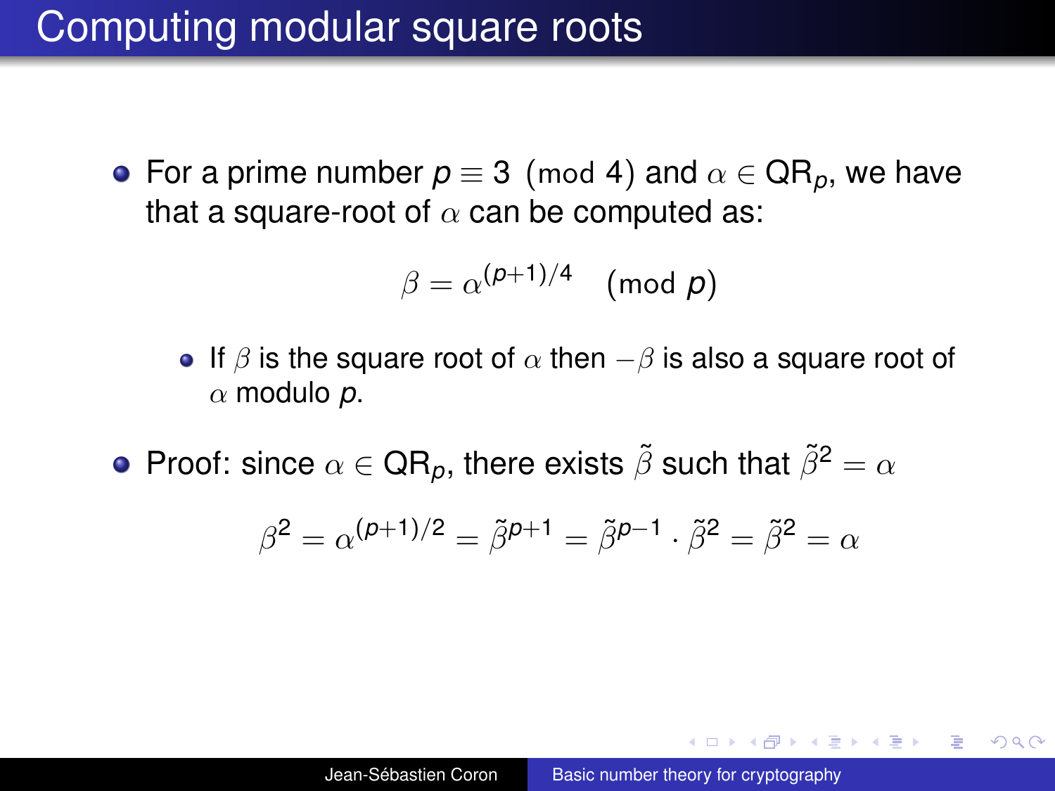# Computing modular square roots

- For a prime number $p \equiv 3 \pmod 4$ and $\alpha \in \mathrm{QR}_p$, we have that a square-root of $\alpha$ can be computed as:

$$\beta = \alpha^{(p+1)/4} \pmod p$$

  - If $\beta$ is the square root of $\alpha$ then $-\beta$ is also a square root of $\alpha$ modulo $p$.

- Proof: since $\alpha \in \mathrm{QR}_p$, there exists $\tilde{\beta}$ such that $\tilde{\beta}^2 = \alpha$

$$\beta^2 = \alpha^{(p+1)/2} = \tilde{\beta}^{p+1} = \tilde{\beta}^{p-1} \cdot \tilde{\beta}^2 = \tilde{\beta}^2 = \alpha$$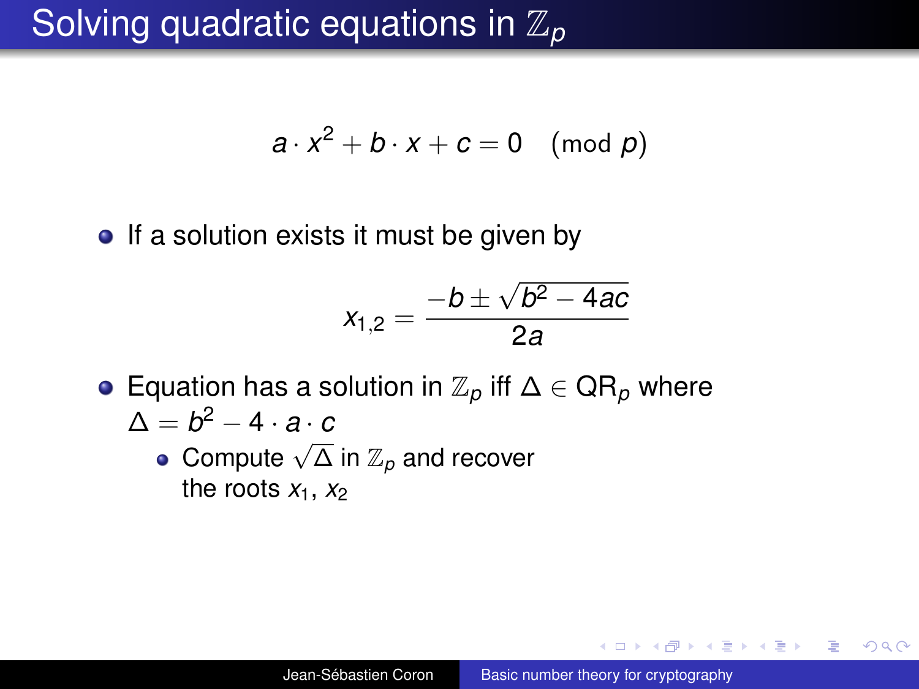# Solving quadratic equations in $\mathbb{Z}_p$

$$a \cdot x^2 + b \cdot x + c = 0 \pmod{p}$$

- If a solution exists it must be given by

$$x_{1,2} = \frac{-b \pm \sqrt{b^2 - 4ac}}{2a}$$

- Equation has a solution in $\mathbb{Z}_p$ iff $\Delta \in \mathrm{QR}_p$ where $\Delta = b^2 - 4 \cdot a \cdot c$
  - Compute $\sqrt{\Delta}$ in $\mathbb{Z}_p$ and recover the roots $x_1$, $x_2$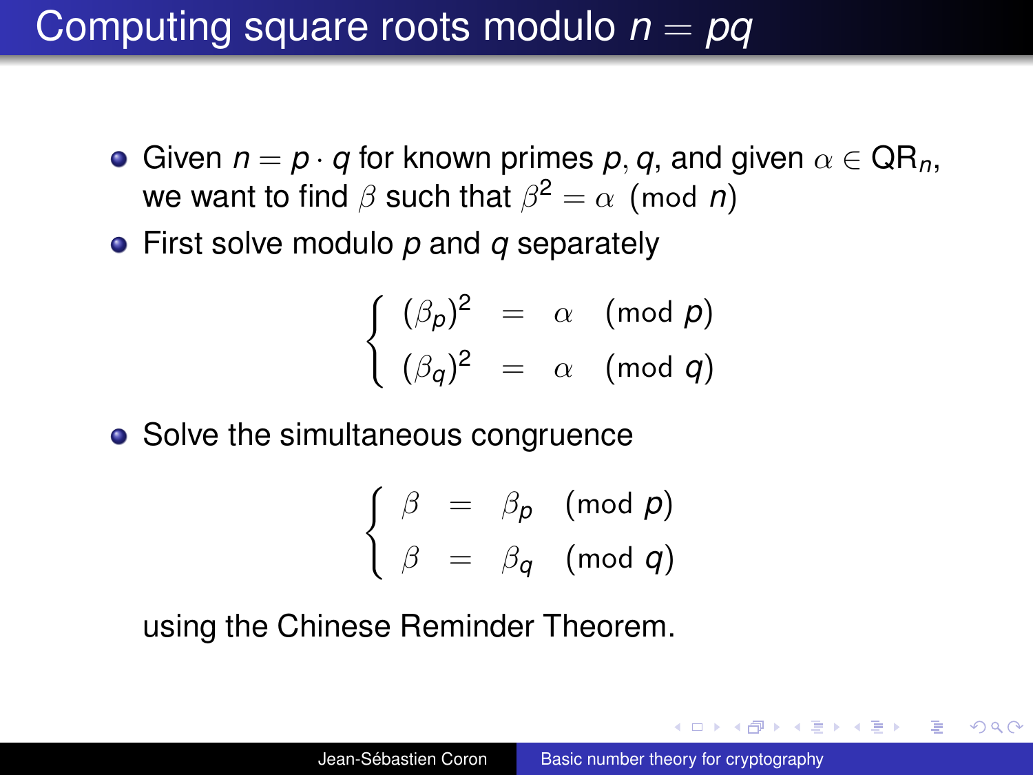# Computing square roots modulo $n = pq$

- Given $n = p \cdot q$ for known primes $p, q$, and given $\alpha \in \mathrm{QR}_n$, we want to find $\beta$ such that $\beta^2 = \alpha \pmod{n}$
- First solve modulo $p$ and $q$ separately

$$\begin{cases} (\beta_p)^2 & = & \alpha \pmod{p} \\ (\beta_q)^2 & = & \alpha \pmod{q} \end{cases}$$

- Solve the simultaneous congruence

$$\begin{cases} \beta & = & \beta_p \pmod{p} \\ \beta & = & \beta_q \pmod{q} \end{cases}$$

using the Chinese Reminder Theorem.